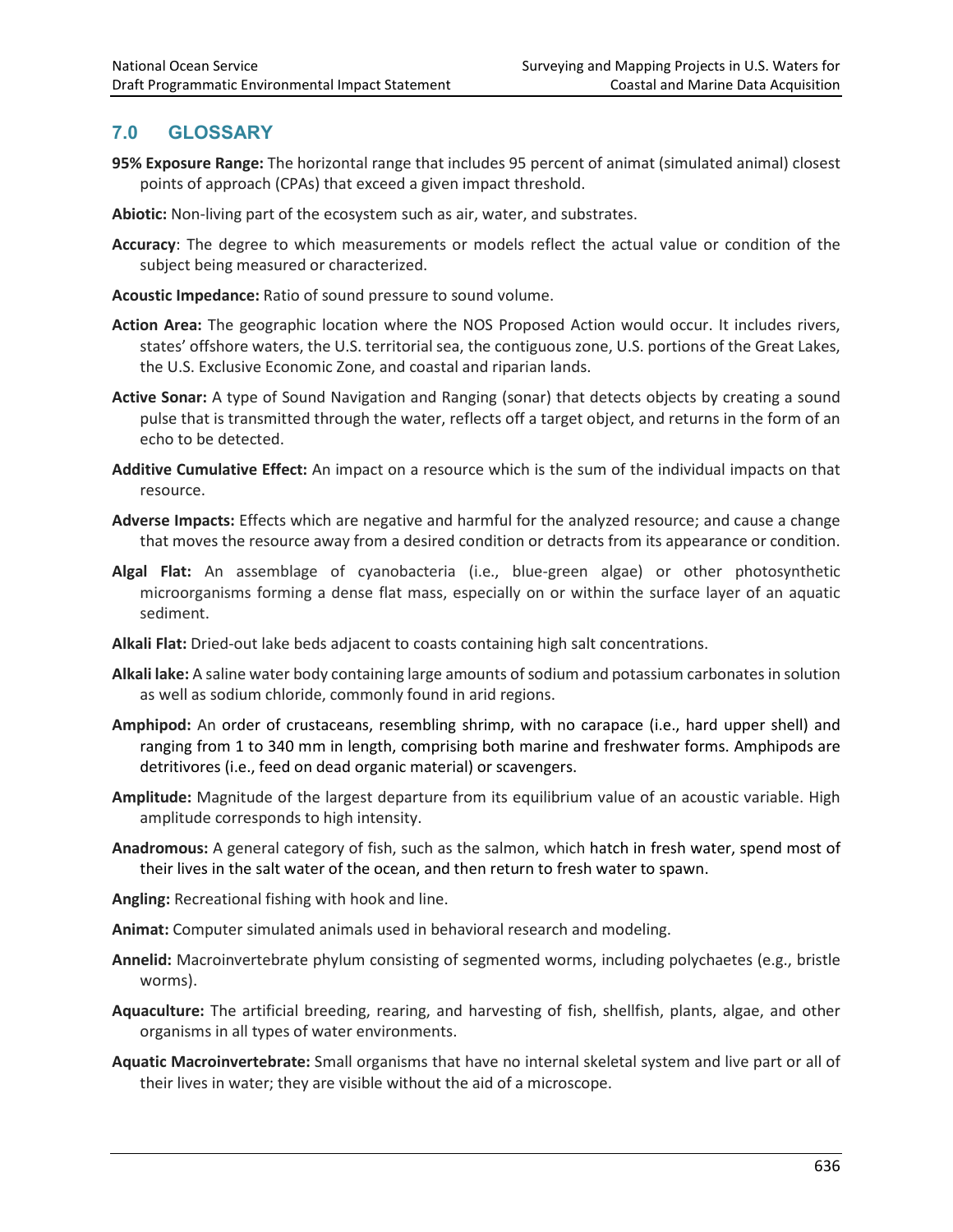## 7.0 GLOSSARY

**95% Exposure Range:** The horizontal range that includes 95 percent of animat (simulated animal) closest points of approach (CPAs) that exceed a given impact threshold.

**Abiotic:** Non-living part of the ecosystem such as air, water, and substrates.

**Accuracy**: The degree to which measurements or models reflect the actual value or condition of the subject being measured or characterized.

**Acoustic Impedance:** Ratio of sound pressure to sound volume.

**Action Area:** The geographic location where the NOS Proposed Action would occur. It includes rivers, states' offshore waters, the U.S. territorial sea, the contiguous zone, U.S. portions of the Great Lakes, the U.S. Exclusive Economic Zone, and coastal and riparian lands.

**Active Sonar:** A type of Sound Navigation and Ranging (sonar) that detects objects by creating a sound pulse that is transmitted through the water, reflects off a target object, and returns in the form of an echo to be detected.

**Additive Cumulative Effect:** An impact on a resource which is the sum of the individual impacts on that resource.

**Adverse Impacts:** Effects which are negative and harmful for the analyzed resource; and cause a change that moves the resource away from a desired condition or detracts from its appearance or condition.

**Algal Flat:** An assemblage of cyanobacteria (i.e., blue-green algae) or other photosynthetic microorganisms forming a dense flat mass, especially on or within the surface layer of an aquatic sediment.

**Alkali Flat:** Dried-out lake beds adjacent to coasts containing high salt concentrations.

**Alkali lake:** A saline water body containing large amounts of sodium and potassium carbonates in solution as well as sodium chloride, commonly found in arid regions.

**Amphipod:** An order of crustaceans, resembling shrimp, with no carapace (i.e., hard upper shell) and ranging from 1 to 340 mm in length, comprising both marine and freshwater forms. Amphipods are detritivores (i.e., feed on dead organic material) or scavengers.

**Amplitude:** Magnitude of the largest departure from its equilibrium value of an acoustic variable. High amplitude corresponds to high intensity.

**Anadromous:** A general category of fish, such as the salmon, which hatch in fresh water, spend most of their lives in the salt water of the ocean, and then return to fresh water to spawn.

**Angling:** Recreational fishing with hook and line.

**Animat:** Computer simulated animals used in behavioral research and modeling.

**Annelid:** Macroinvertebrate phylum consisting of segmented worms, including polychaetes (e.g., bristle worms).

**Aquaculture:** The artificial breeding, rearing, and harvesting of fish, shellfish, plants, algae, and other organisms in all types of water environments.

**Aquatic Macroinvertebrate:** Small organisms that have no internal skeletal system and live part or all of their lives in water; they are visible without the aid of a microscope.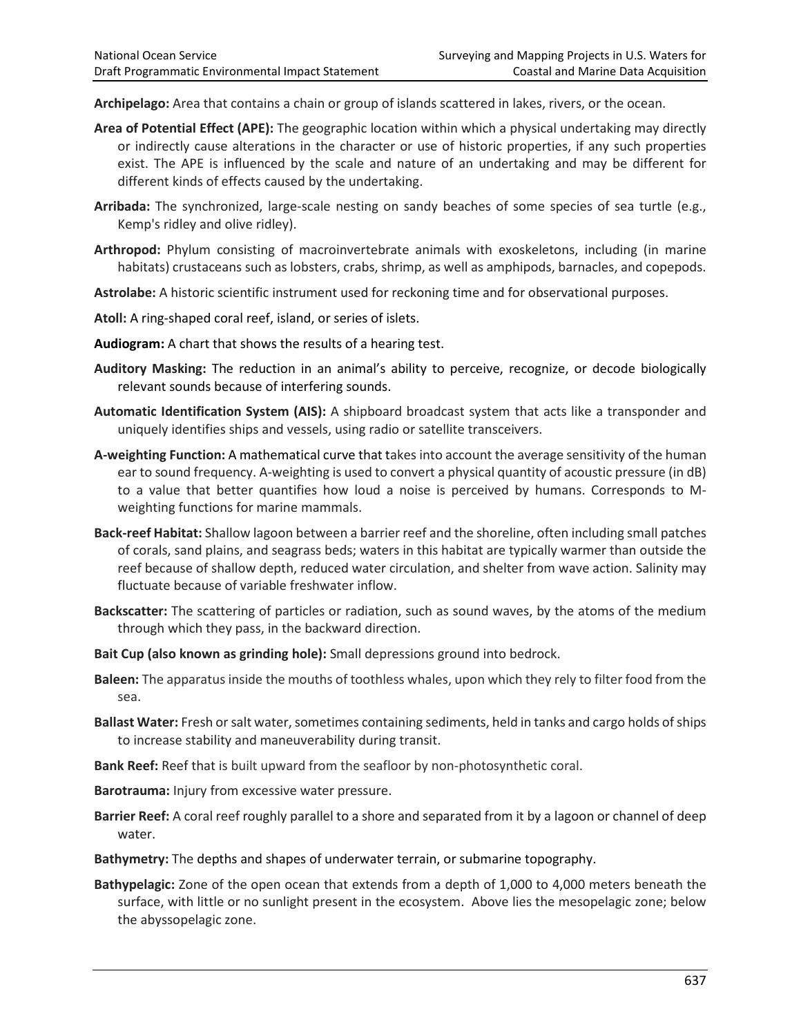**Archipelago:** Area that contains a chain or group of islands scattered in lakes, rivers, or the ocean.

**Area of Potential Effect (APE):** The geographic location within which a physical undertaking may directly or indirectly cause alterations in the character or use of historic properties, if any such properties exist. The APE is influenced by the scale and nature of an undertaking and may be different for different kinds of effects caused by the undertaking.

**Arribada:** The synchronized, large-scale nesting on sandy beaches of some species of sea turtle (e.g., Kemp's ridley and olive ridley).

**Arthropod:** Phylum consisting of macroinvertebrate animals with exoskeletons, including (in marine habitats) crustaceans such as lobsters, crabs, shrimp, as well as amphipods, barnacles, and copepods.

**Astrolabe:** A historic scientific instrument used for reckoning time and for observational purposes.

**Atoll:** A ring-shaped coral reef, island, or series of islets.

**Audiogram:** A chart that shows the results of a hearing test.

**Auditory Masking:** The reduction in an animal's ability to perceive, recognize, or decode biologically relevant sounds because of interfering sounds.

**Automatic Identification System (AIS):** A shipboard broadcast system that acts like a transponder and uniquely identifies ships and vessels, using radio or satellite transceivers.

**A-weighting Function:** A mathematical curve that takes into account the average sensitivity of the human ear to sound frequency. A-weighting is used to convert a physical quantity of acoustic pressure (in dB) to a value that better quantifies how loud a noise is perceived by humans. Corresponds to M-weighting functions for marine mammals.

**Back-reef Habitat:** Shallow lagoon between a barrier reef and the shoreline, often including small patches of corals, sand plains, and seagrass beds; waters in this habitat are typically warmer than outside the reef because of shallow depth, reduced water circulation, and shelter from wave action. Salinity may fluctuate because of variable freshwater inflow.

**Backscatter:** The scattering of particles or radiation, such as sound waves, by the atoms of the medium through which they pass, in the backward direction.

**Bait Cup (also known as grinding hole):** Small depressions ground into bedrock.

**Baleen:** The apparatus inside the mouths of toothless whales, upon which they rely to filter food from the sea.

**Ballast Water:** Fresh or salt water, sometimes containing sediments, held in tanks and cargo holds of ships to increase stability and maneuverability during transit.

**Bank Reef:** Reef that is built upward from the seafloor by non-photosynthetic coral.

**Barotrauma:** Injury from excessive water pressure.

**Barrier Reef:** A coral reef roughly parallel to a shore and separated from it by a lagoon or channel of deep water.

**Bathymetry:** The depths and shapes of underwater terrain, or submarine topography.

**Bathypelagic:** Zone of the open ocean that extends from a depth of 1,000 to 4,000 meters beneath the surface, with little or no sunlight present in the ecosystem. Above lies the mesopelagic zone; below the abyssopelagic zone.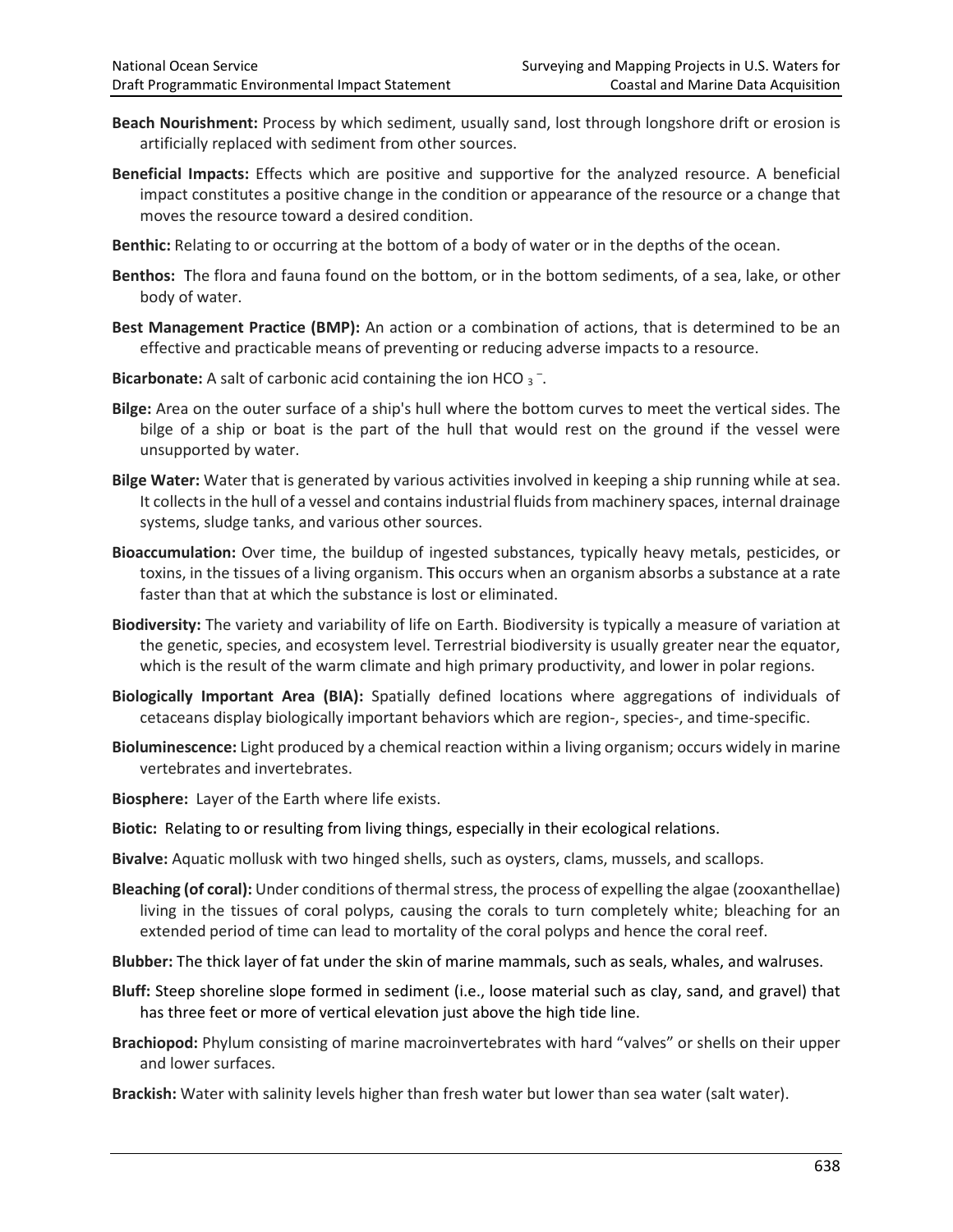**Beach Nourishment:** Process by which sediment, usually sand, lost through longshore drift or erosion is artificially replaced with sediment from other sources.

**Beneficial Impacts:** Effects which are positive and supportive for the analyzed resource. A beneficial impact constitutes a positive change in the condition or appearance of the resource or a change that moves the resource toward a desired condition.

**Benthic:** Relating to or occurring at the bottom of a body of water or in the depths of the ocean.

**Benthos:** The flora and fauna found on the bottom, or in the bottom sediments, of a sea, lake, or other body of water.

**Best Management Practice (BMP):** An action or a combination of actions, that is determined to be an effective and practicable means of preventing or reducing adverse impacts to a resource.

**Bicarbonate:** A salt of carbonic acid containing the ion $HCO_3^-$.

**Bilge:** Area on the outer surface of a ship's hull where the bottom curves to meet the vertical sides. The bilge of a ship or boat is the part of the hull that would rest on the ground if the vessel were unsupported by water.

**Bilge Water:** Water that is generated by various activities involved in keeping a ship running while at sea. It collects in the hull of a vessel and contains industrial fluids from machinery spaces, internal drainage systems, sludge tanks, and various other sources.

**Bioaccumulation:** Over time, the buildup of ingested substances, typically heavy metals, pesticides, or toxins, in the tissues of a living organism. This occurs when an organism absorbs a substance at a rate faster than that at which the substance is lost or eliminated.

**Biodiversity:** The variety and variability of life on Earth. Biodiversity is typically a measure of variation at the genetic, species, and ecosystem level. Terrestrial biodiversity is usually greater near the equator, which is the result of the warm climate and high primary productivity, and lower in polar regions.

**Biologically Important Area (BIA):** Spatially defined locations where aggregations of individuals of cetaceans display biologically important behaviors which are region-, species-, and time-specific.

**Bioluminescence:** Light produced by a chemical reaction within a living organism; occurs widely in marine vertebrates and invertebrates.

**Biosphere:** Layer of the Earth where life exists.

**Biotic:** Relating to or resulting from living things, especially in their ecological relations.

**Bivalve:** Aquatic mollusk with two hinged shells, such as oysters, clams, mussels, and scallops.

**Bleaching (of coral):** Under conditions of thermal stress, the process of expelling the algae (zooxanthellae) living in the tissues of coral polyps, causing the corals to turn completely white; bleaching for an extended period of time can lead to mortality of the coral polyps and hence the coral reef.

**Blubber:** The thick layer of fat under the skin of marine mammals, such as seals, whales, and walruses.

**Bluff:** Steep shoreline slope formed in sediment (i.e., loose material such as clay, sand, and gravel) that has three feet or more of vertical elevation just above the high tide line.

**Brachiopod:** Phylum consisting of marine macroinvertebrates with hard "valves" or shells on their upper and lower surfaces.

**Brackish:** Water with salinity levels higher than fresh water but lower than sea water (salt water).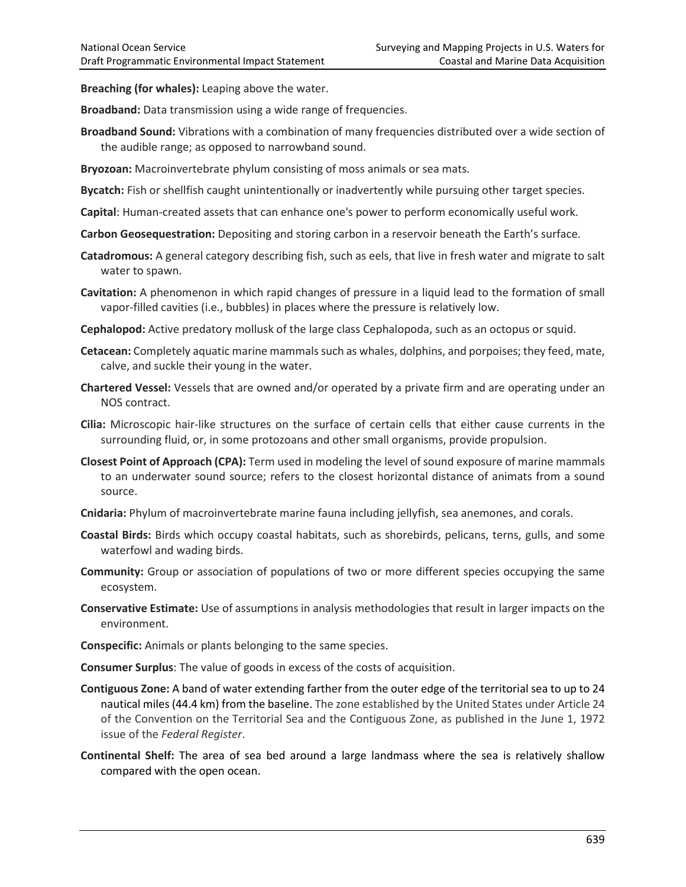**Breaching (for whales):** Leaping above the water.

**Broadband:** Data transmission using a wide range of frequencies.

**Broadband Sound:** Vibrations with a combination of many frequencies distributed over a wide section of the audible range; as opposed to narrowband sound.

**Bryozoan:** Macroinvertebrate phylum consisting of moss animals or sea mats.

**Bycatch:** Fish or shellfish caught unintentionally or inadvertently while pursuing other target species.

**Capital**: Human-created assets that can enhance one's power to perform economically useful work.

**Carbon Geosequestration:** Depositing and storing carbon in a reservoir beneath the Earth's surface.

**Catadromous:** A general category describing fish, such as eels, that live in fresh water and migrate to salt water to spawn.

**Cavitation:** A phenomenon in which rapid changes of pressure in a liquid lead to the formation of small vapor-filled cavities (i.e., bubbles) in places where the pressure is relatively low.

**Cephalopod:** Active predatory mollusk of the large class Cephalopoda, such as an octopus or squid.

**Cetacean:** Completely aquatic marine mammals such as whales, dolphins, and porpoises; they feed, mate, calve, and suckle their young in the water.

**Chartered Vessel:** Vessels that are owned and/or operated by a private firm and are operating under an NOS contract.

**Cilia:** Microscopic hair-like structures on the surface of certain cells that either cause currents in the surrounding fluid, or, in some protozoans and other small organisms, provide propulsion.

**Closest Point of Approach (CPA):** Term used in modeling the level of sound exposure of marine mammals to an underwater sound source; refers to the closest horizontal distance of animats from a sound source.

**Cnidaria:** Phylum of macroinvertebrate marine fauna including jellyfish, sea anemones, and corals.

**Coastal Birds:** Birds which occupy coastal habitats, such as shorebirds, pelicans, terns, gulls, and some waterfowl and wading birds.

**Community:** Group or association of populations of two or more different species occupying the same ecosystem.

**Conservative Estimate:** Use of assumptions in analysis methodologies that result in larger impacts on the environment.

**Conspecific:** Animals or plants belonging to the same species.

**Consumer Surplus**: The value of goods in excess of the costs of acquisition.

**Contiguous Zone:** A band of water extending farther from the outer edge of the territorial sea to up to 24 nautical miles (44.4 km) from the baseline. The zone established by the United States under Article 24 of the Convention on the Territorial Sea and the Contiguous Zone, as published in the June 1, 1972 issue of the *Federal Register*.

**Continental Shelf:** The area of sea bed around a large landmass where the sea is relatively shallow compared with the open ocean.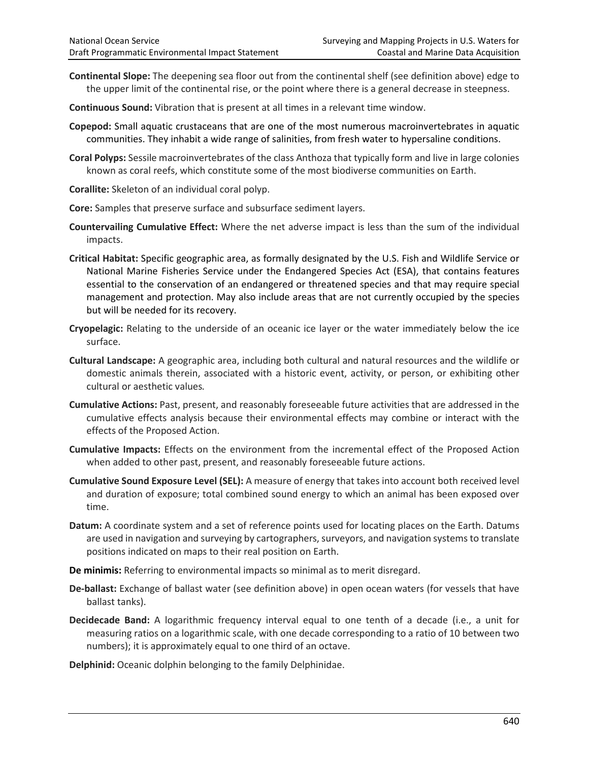**Continental Slope:** The deepening sea floor out from the continental shelf (see definition above) edge to the upper limit of the continental rise, or the point where there is a general decrease in steepness.

**Continuous Sound:** Vibration that is present at all times in a relevant time window.

**Copepod:** Small aquatic crustaceans that are one of the most numerous macroinvertebrates in aquatic communities. They inhabit a wide range of salinities, from fresh water to hypersaline conditions.

**Coral Polyps:** Sessile macroinvertebrates of the class Anthoza that typically form and live in large colonies known as coral reefs, which constitute some of the most biodiverse communities on Earth.

**Corallite:** Skeleton of an individual coral polyp.

**Core:** Samples that preserve surface and subsurface sediment layers.

**Countervailing Cumulative Effect:** Where the net adverse impact is less than the sum of the individual impacts.

**Critical Habitat:** Specific geographic area, as formally designated by the U.S. Fish and Wildlife Service or National Marine Fisheries Service under the Endangered Species Act (ESA), that contains features essential to the conservation of an endangered or threatened species and that may require special management and protection. May also include areas that are not currently occupied by the species but will be needed for its recovery.

**Cryopelagic:** Relating to the underside of an oceanic ice layer or the water immediately below the ice surface.

**Cultural Landscape:** A geographic area, including both cultural and natural resources and the wildlife or domestic animals therein, associated with a historic event, activity, or person, or exhibiting other cultural or aesthetic values.

**Cumulative Actions:** Past, present, and reasonably foreseeable future activities that are addressed in the cumulative effects analysis because their environmental effects may combine or interact with the effects of the Proposed Action.

**Cumulative Impacts:** Effects on the environment from the incremental effect of the Proposed Action when added to other past, present, and reasonably foreseeable future actions.

**Cumulative Sound Exposure Level (SEL):** A measure of energy that takes into account both received level and duration of exposure; total combined sound energy to which an animal has been exposed over time.

**Datum:** A coordinate system and a set of reference points used for locating places on the Earth. Datums are used in navigation and surveying by cartographers, surveyors, and navigation systems to translate positions indicated on maps to their real position on Earth.

**De minimis:** Referring to environmental impacts so minimal as to merit disregard.

**De-ballast:** Exchange of ballast water (see definition above) in open ocean waters (for vessels that have ballast tanks).

**Decidecade Band:** A logarithmic frequency interval equal to one tenth of a decade (i.e., a unit for measuring ratios on a logarithmic scale, with one decade corresponding to a ratio of 10 between two numbers); it is approximately equal to one third of an octave.

**Delphinid:** Oceanic dolphin belonging to the family Delphinidae.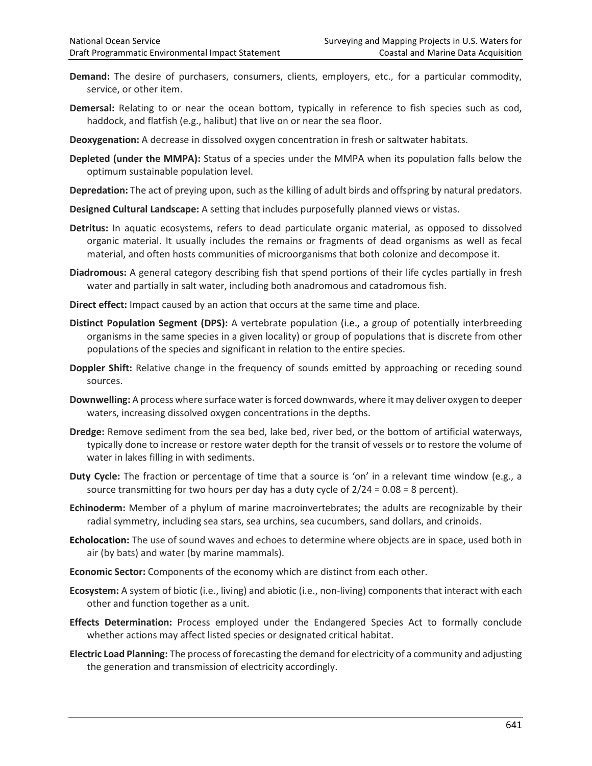**Demand:** The desire of purchasers, consumers, clients, employers, etc., for a particular commodity, service, or other item.

**Demersal:** Relating to or near the ocean bottom, typically in reference to fish species such as cod, haddock, and flatfish (e.g., halibut) that live on or near the sea floor.

**Deoxygenation:** A decrease in dissolved oxygen concentration in fresh or saltwater habitats.

**Depleted (under the MMPA):** Status of a species under the MMPA when its population falls below the optimum sustainable population level.

**Depredation:** The act of preying upon, such as the killing of adult birds and offspring by natural predators.

**Designed Cultural Landscape:** A setting that includes purposefully planned views or vistas.

**Detritus:** In aquatic ecosystems, refers to dead particulate organic material, as opposed to dissolved organic material. It usually includes the remains or fragments of dead organisms as well as fecal material, and often hosts communities of microorganisms that both colonize and decompose it.

**Diadromous:** A general category describing fish that spend portions of their life cycles partially in fresh water and partially in salt water, including both anadromous and catadromous fish.

**Direct effect:** Impact caused by an action that occurs at the same time and place.

**Distinct Population Segment (DPS):** A vertebrate population (i.e., a group of potentially interbreeding organisms in the same species in a given locality) or group of populations that is discrete from other populations of the species and significant in relation to the entire species.

**Doppler Shift:** Relative change in the frequency of sounds emitted by approaching or receding sound sources.

**Downwelling:** A process where surface water is forced downwards, where it may deliver oxygen to deeper waters, increasing dissolved oxygen concentrations in the depths.

**Dredge:** Remove sediment from the sea bed, lake bed, river bed, or the bottom of artificial waterways, typically done to increase or restore water depth for the transit of vessels or to restore the volume of water in lakes filling in with sediments.

**Duty Cycle:** The fraction or percentage of time that a source is 'on' in a relevant time window (e.g., a source transmitting for two hours per day has a duty cycle of 2/24 = 0.08 = 8 percent).

**Echinoderm:** Member of a phylum of marine macroinvertebrates; the adults are recognizable by their radial symmetry, including sea stars, sea urchins, sea cucumbers, sand dollars, and crinoids.

**Echolocation:** The use of sound waves and echoes to determine where objects are in space, used both in air (by bats) and water (by marine mammals).

**Economic Sector:** Components of the economy which are distinct from each other.

**Ecosystem:** A system of biotic (i.e., living) and abiotic (i.e., non-living) components that interact with each other and function together as a unit.

**Effects Determination:** Process employed under the Endangered Species Act to formally conclude whether actions may affect listed species or designated critical habitat.

**Electric Load Planning:** The process of forecasting the demand for electricity of a community and adjusting the generation and transmission of electricity accordingly.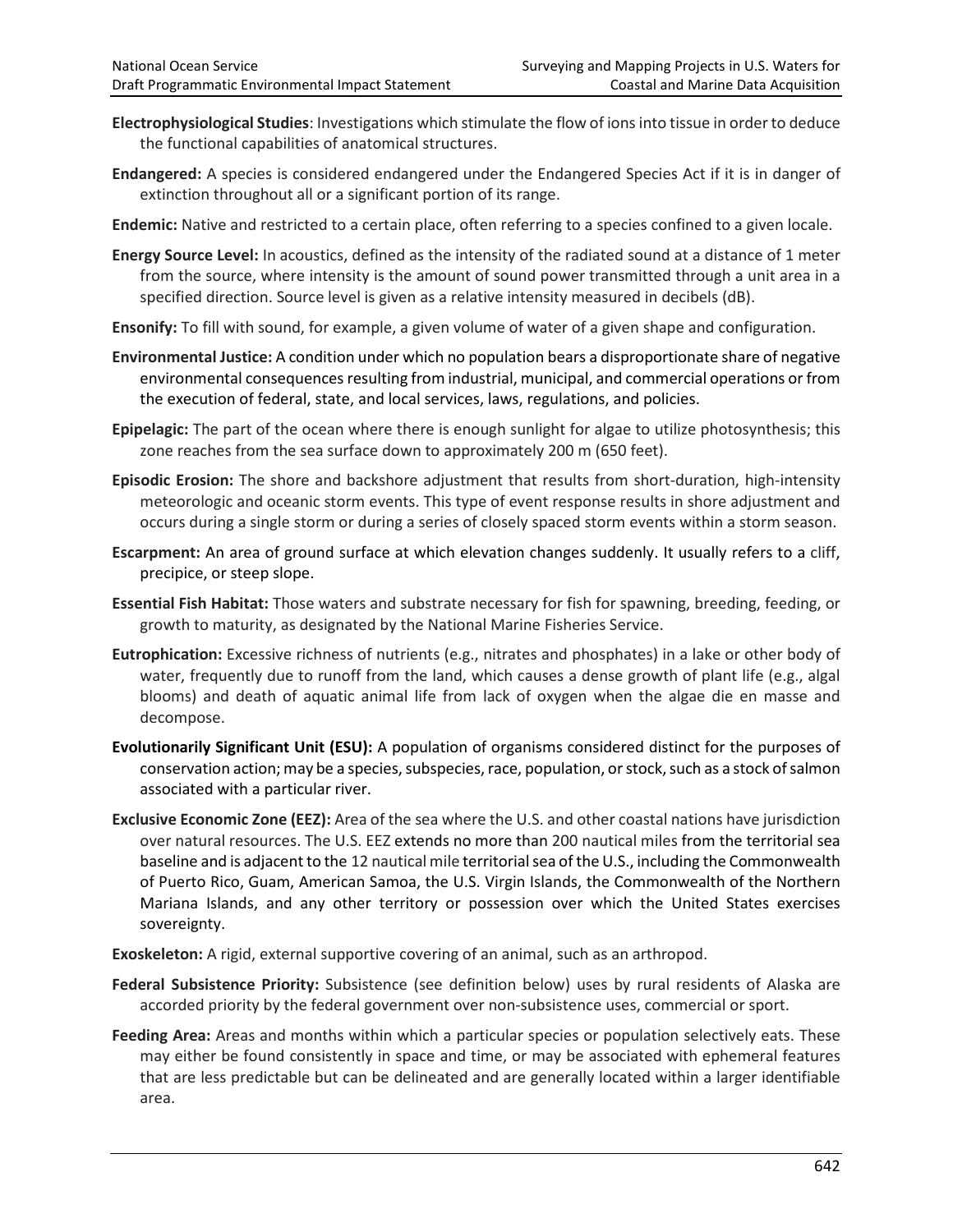**Electrophysiological Studies**: Investigations which stimulate the flow of ions into tissue in order to deduce the functional capabilities of anatomical structures.

**Endangered:** A species is considered endangered under the Endangered Species Act if it is in danger of extinction throughout all or a significant portion of its range.

**Endemic:** Native and restricted to a certain place, often referring to a species confined to a given locale.

**Energy Source Level:** In acoustics, defined as the intensity of the radiated sound at a distance of 1 meter from the source, where intensity is the amount of sound power transmitted through a unit area in a specified direction. Source level is given as a relative intensity measured in decibels (dB).

**Ensonify:** To fill with sound, for example, a given volume of water of a given shape and configuration.

**Environmental Justice:** A condition under which no population bears a disproportionate share of negative environmental consequences resulting from industrial, municipal, and commercial operations or from the execution of federal, state, and local services, laws, regulations, and policies.

**Epipelagic:** The part of the ocean where there is enough sunlight for algae to utilize photosynthesis; this zone reaches from the sea surface down to approximately 200 m (650 feet).

**Episodic Erosion:** The shore and backshore adjustment that results from short-duration, high-intensity meteorologic and oceanic storm events. This type of event response results in shore adjustment and occurs during a single storm or during a series of closely spaced storm events within a storm season.

**Escarpment:** An area of ground surface at which elevation changes suddenly. It usually refers to a cliff, precipice, or steep slope.

**Essential Fish Habitat:** Those waters and substrate necessary for fish for spawning, breeding, feeding, or growth to maturity, as designated by the National Marine Fisheries Service.

**Eutrophication:** Excessive richness of nutrients (e.g., nitrates and phosphates) in a lake or other body of water, frequently due to runoff from the land, which causes a dense growth of plant life (e.g., algal blooms) and death of aquatic animal life from lack of oxygen when the algae die en masse and decompose.

**Evolutionarily Significant Unit (ESU):** A population of organisms considered distinct for the purposes of conservation action; may be a species, subspecies, race, population, or stock, such as a stock of salmon associated with a particular river.

**Exclusive Economic Zone (EEZ):** Area of the sea where the U.S. and other coastal nations have jurisdiction over natural resources. The U.S. EEZ extends no more than 200 nautical miles from the territorial sea baseline and is adjacent to the 12 nautical mile territorial sea of the U.S., including the Commonwealth of Puerto Rico, Guam, American Samoa, the U.S. Virgin Islands, the Commonwealth of the Northern Mariana Islands, and any other territory or possession over which the United States exercises sovereignty.

**Exoskeleton:** A rigid, external supportive covering of an animal, such as an arthropod.

**Federal Subsistence Priority:** Subsistence (see definition below) uses by rural residents of Alaska are accorded priority by the federal government over non-subsistence uses, commercial or sport.

**Feeding Area:** Areas and months within which a particular species or population selectively eats. These may either be found consistently in space and time, or may be associated with ephemeral features that are less predictable but can be delineated and are generally located within a larger identifiable area.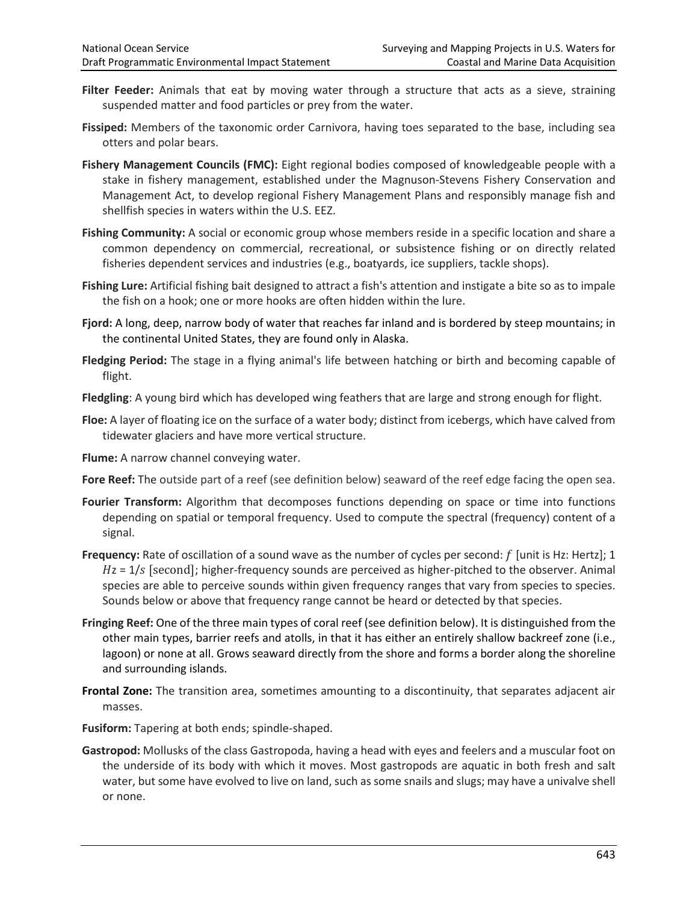**Filter Feeder:** Animals that eat by moving water through a structure that acts as a sieve, straining suspended matter and food particles or prey from the water.

**Fissiped:** Members of the taxonomic order Carnivora, having toes separated to the base, including sea otters and polar bears.

**Fishery Management Councils (FMC):** Eight regional bodies composed of knowledgeable people with a stake in fishery management, established under the Magnuson-Stevens Fishery Conservation and Management Act, to develop regional Fishery Management Plans and responsibly manage fish and shellfish species in waters within the U.S. EEZ.

**Fishing Community:** A social or economic group whose members reside in a specific location and share a common dependency on commercial, recreational, or subsistence fishing or on directly related fisheries dependent services and industries (e.g., boatyards, ice suppliers, tackle shops).

**Fishing Lure:** Artificial fishing bait designed to attract a fish's attention and instigate a bite so as to impale the fish on a hook; one or more hooks are often hidden within the lure.

**Fjord:** A long, deep, narrow body of water that reaches far inland and is bordered by steep mountains; in the continental United States, they are found only in Alaska.

**Fledging Period:** The stage in a flying animal's life between hatching or birth and becoming capable of flight.

**Fledgling**: A young bird which has developed wing feathers that are large and strong enough for flight.

**Floe:** A layer of floating ice on the surface of a water body; distinct from icebergs, which have calved from tidewater glaciers and have more vertical structure.

**Flume:** A narrow channel conveying water.

**Fore Reef:** The outside part of a reef (see definition below) seaward of the reef edge facing the open sea.

**Fourier Transform:** Algorithm that decomposes functions depending on space or time into functions depending on spatial or temporal frequency. Used to compute the spectral (frequency) content of a signal.

**Frequency:** Rate of oscillation of a sound wave as the number of cycles per second: $f$ [unit is Hz: Hertz]; 1 $Hz = 1/s$ [second]; higher-frequency sounds are perceived as higher-pitched to the observer. Animal species are able to perceive sounds within given frequency ranges that vary from species to species. Sounds below or above that frequency range cannot be heard or detected by that species.

**Fringing Reef:** One of the three main types of coral reef (see definition below). It is distinguished from the other main types, barrier reefs and atolls, in that it has either an entirely shallow backreef zone (i.e., lagoon) or none at all. Grows seaward directly from the shore and forms a border along the shoreline and surrounding islands.

**Frontal Zone:** The transition area, sometimes amounting to a discontinuity, that separates adjacent air masses.

**Fusiform:** Tapering at both ends; spindle-shaped.

**Gastropod:** Mollusks of the class Gastropoda, having a head with eyes and feelers and a muscular foot on the underside of its body with which it moves. Most gastropods are aquatic in both fresh and salt water, but some have evolved to live on land, such as some snails and slugs; may have a univalve shell or none.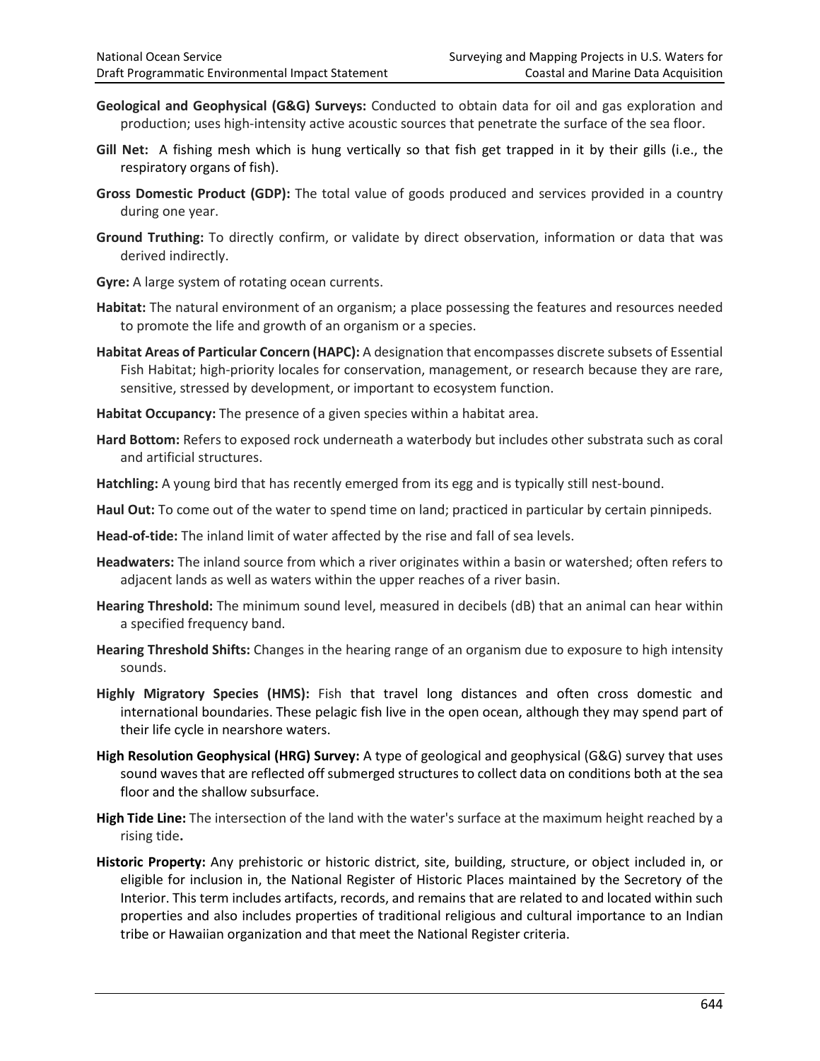**Geological and Geophysical (G&G) Surveys:** Conducted to obtain data for oil and gas exploration and production; uses high-intensity active acoustic sources that penetrate the surface of the sea floor.

**Gill Net:** A fishing mesh which is hung vertically so that fish get trapped in it by their gills (i.e., the respiratory organs of fish).

**Gross Domestic Product (GDP):** The total value of goods produced and services provided in a country during one year.

**Ground Truthing:** To directly confirm, or validate by direct observation, information or data that was derived indirectly.

**Gyre:** A large system of rotating ocean currents.

**Habitat:** The natural environment of an organism; a place possessing the features and resources needed to promote the life and growth of an organism or a species.

**Habitat Areas of Particular Concern (HAPC):** A designation that encompasses discrete subsets of Essential Fish Habitat; high-priority locales for conservation, management, or research because they are rare, sensitive, stressed by development, or important to ecosystem function.

**Habitat Occupancy:** The presence of a given species within a habitat area.

**Hard Bottom:** Refers to exposed rock underneath a waterbody but includes other substrata such as coral and artificial structures.

**Hatchling:** A young bird that has recently emerged from its egg and is typically still nest-bound.

**Haul Out:** To come out of the water to spend time on land; practiced in particular by certain pinnipeds.

**Head-of-tide:** The inland limit of water affected by the rise and fall of sea levels.

**Headwaters:** The inland source from which a river originates within a basin or watershed; often refers to adjacent lands as well as waters within the upper reaches of a river basin.

**Hearing Threshold:** The minimum sound level, measured in decibels (dB) that an animal can hear within a specified frequency band.

**Hearing Threshold Shifts:** Changes in the hearing range of an organism due to exposure to high intensity sounds.

**Highly Migratory Species (HMS):** Fish that travel long distances and often cross domestic and international boundaries. These pelagic fish live in the open ocean, although they may spend part of their life cycle in nearshore waters.

**High Resolution Geophysical (HRG) Survey:** A type of geological and geophysical (G&G) survey that uses sound waves that are reflected off submerged structures to collect data on conditions both at the sea floor and the shallow subsurface.

**High Tide Line:** The intersection of the land with the water's surface at the maximum height reached by a rising tide**.**

**Historic Property:** Any prehistoric or historic district, site, building, structure, or object included in, or eligible for inclusion in, the National Register of Historic Places maintained by the Secretory of the Interior. This term includes artifacts, records, and remains that are related to and located within such properties and also includes properties of traditional religious and cultural importance to an Indian tribe or Hawaiian organization and that meet the National Register criteria.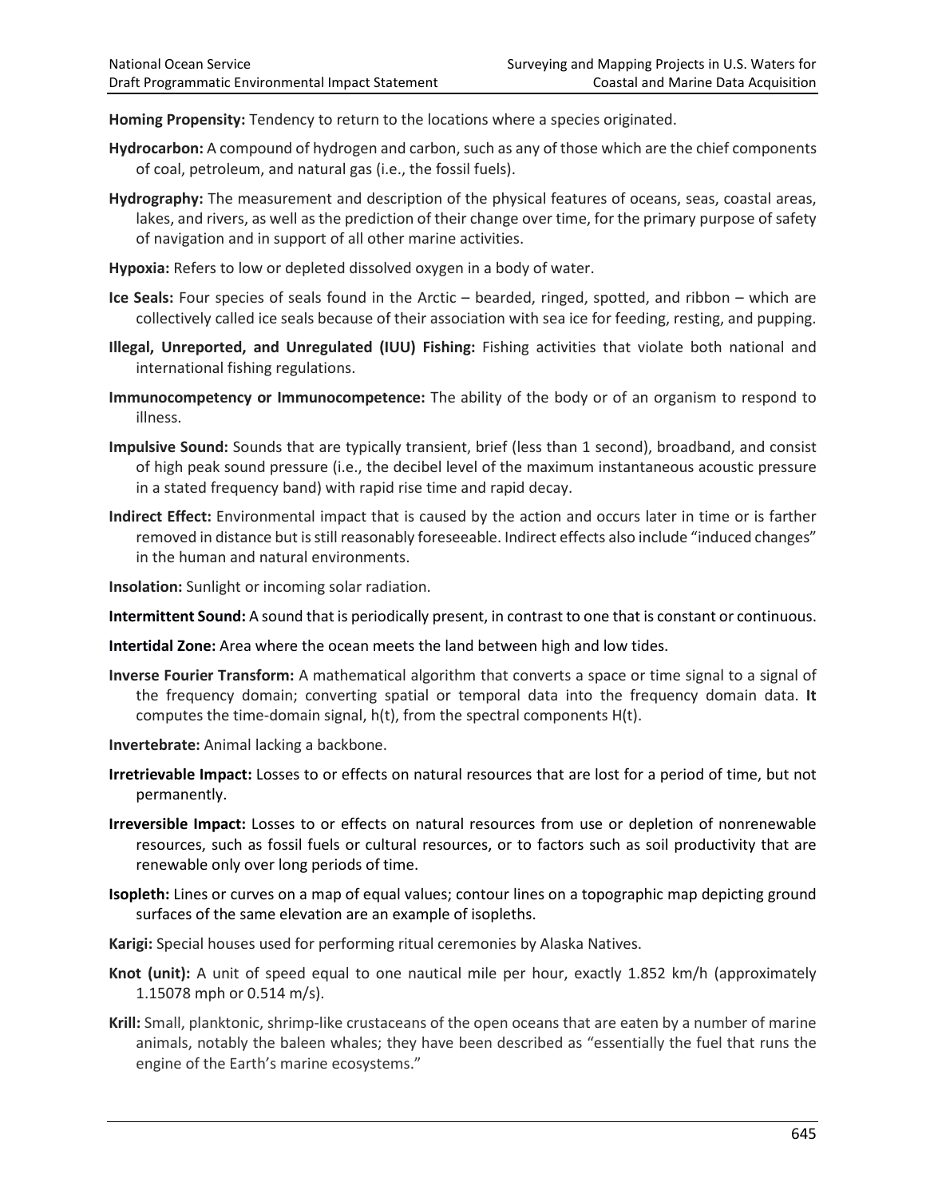**Homing Propensity:** Tendency to return to the locations where a species originated.

**Hydrocarbon:** A compound of hydrogen and carbon, such as any of those which are the chief components of coal, petroleum, and natural gas (i.e., the fossil fuels).

**Hydrography:** The measurement and description of the physical features of oceans, seas, coastal areas, lakes, and rivers, as well as the prediction of their change over time, for the primary purpose of safety of navigation and in support of all other marine activities.

**Hypoxia:** Refers to low or depleted dissolved oxygen in a body of water.

**Ice Seals:** Four species of seals found in the Arctic – bearded, ringed, spotted, and ribbon – which are collectively called ice seals because of their association with sea ice for feeding, resting, and pupping.

**Illegal, Unreported, and Unregulated (IUU) Fishing:** Fishing activities that violate both national and international fishing regulations.

**Immunocompetency or Immunocompetence:** The ability of the body or of an organism to respond to illness.

**Impulsive Sound:** Sounds that are typically transient, brief (less than 1 second), broadband, and consist of high peak sound pressure (i.e., the decibel level of the maximum instantaneous acoustic pressure in a stated frequency band) with rapid rise time and rapid decay.

**Indirect Effect:** Environmental impact that is caused by the action and occurs later in time or is farther removed in distance but is still reasonably foreseeable. Indirect effects also include "induced changes" in the human and natural environments.

**Insolation:** Sunlight or incoming solar radiation.

**Intermittent Sound:** A sound that is periodically present, in contrast to one that is constant or continuous.

**Intertidal Zone:** Area where the ocean meets the land between high and low tides.

**Inverse Fourier Transform:** A mathematical algorithm that converts a space or time signal to a signal of the frequency domain; converting spatial or temporal data into the frequency domain data. **It** computes the time-domain signal, h(t), from the spectral components H(t).

**Invertebrate:** Animal lacking a backbone.

**Irretrievable Impact:** Losses to or effects on natural resources that are lost for a period of time, but not permanently.

**Irreversible Impact:** Losses to or effects on natural resources from use or depletion of nonrenewable resources, such as fossil fuels or cultural resources, or to factors such as soil productivity that are renewable only over long periods of time.

**Isopleth:** Lines or curves on a map of equal values; contour lines on a topographic map depicting ground surfaces of the same elevation are an example of isopleths.

**Karigi:** Special houses used for performing ritual ceremonies by Alaska Natives.

**Knot (unit):** A unit of speed equal to one nautical mile per hour, exactly 1.852 km/h (approximately 1.15078 mph or 0.514 m/s).

**Krill:** Small, planktonic, shrimp-like crustaceans of the open oceans that are eaten by a number of marine animals, notably the baleen whales; they have been described as "essentially the fuel that runs the engine of the Earth's marine ecosystems."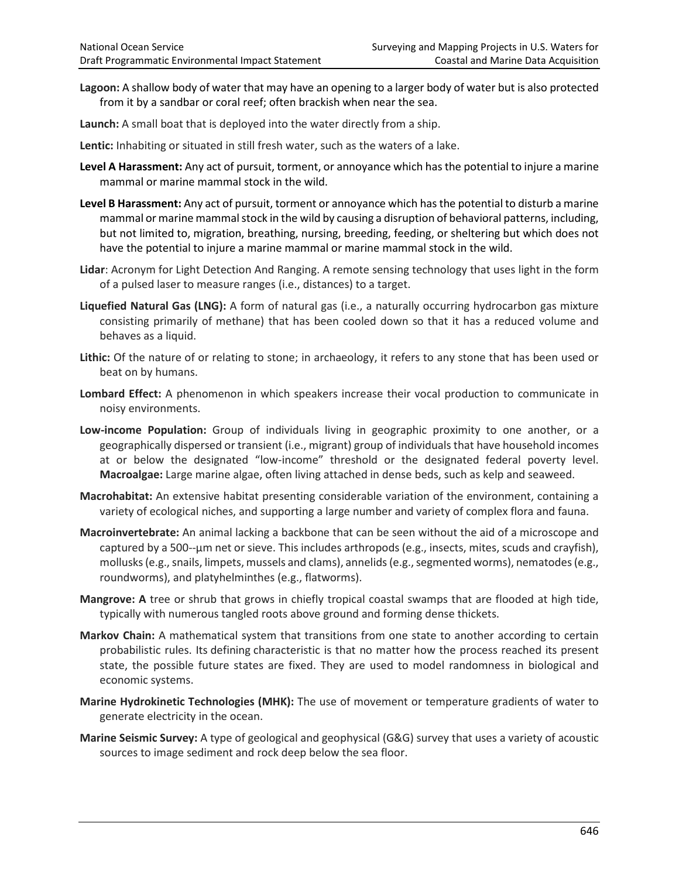**Lagoon:** A shallow body of water that may have an opening to a larger body of water but is also protected from it by a sandbar or coral reef; often brackish when near the sea.

**Launch:** A small boat that is deployed into the water directly from a ship.

**Lentic:** Inhabiting or situated in still fresh water, such as the waters of a lake.

**Level A Harassment:** Any act of pursuit, torment, or annoyance which has the potential to injure a marine mammal or marine mammal stock in the wild.

**Level B Harassment:** Any act of pursuit, torment or annoyance which has the potential to disturb a marine mammal or marine mammal stock in the wild by causing a disruption of behavioral patterns, including, but not limited to, migration, breathing, nursing, breeding, feeding, or sheltering but which does not have the potential to injure a marine mammal or marine mammal stock in the wild.

**Lidar**: Acronym for Light Detection And Ranging. A remote sensing technology that uses light in the form of a pulsed laser to measure ranges (i.e., distances) to a target.

**Liquefied Natural Gas (LNG):** A form of natural gas (i.e., a naturally occurring hydrocarbon gas mixture consisting primarily of methane) that has been cooled down so that it has a reduced volume and behaves as a liquid.

**Lithic:** Of the nature of or relating to stone; in archaeology, it refers to any stone that has been used or beat on by humans.

**Lombard Effect:** A phenomenon in which speakers increase their vocal production to communicate in noisy environments.

**Low-income Population:** Group of individuals living in geographic proximity to one another, or a geographically dispersed or transient (i.e., migrant) group of individuals that have household incomes at or below the designated "low-income" threshold or the designated federal poverty level.

**Macroalgae:** Large marine algae, often living attached in dense beds, such as kelp and seaweed.

**Macrohabitat:** An extensive habitat presenting considerable variation of the environment, containing a variety of ecological niches, and supporting a large number and variety of complex flora and fauna.

**Macroinvertebrate:** An animal lacking a backbone that can be seen without the aid of a microscope and captured by a 500--µm net or sieve. This includes arthropods (e.g., insects, mites, scuds and crayfish), mollusks (e.g., snails, limpets, mussels and clams), annelids (e.g., segmented worms), nematodes (e.g., roundworms), and platyhelminthes (e.g., flatworms).

**Mangrove: A** tree or shrub that grows in chiefly tropical coastal swamps that are flooded at high tide, typically with numerous tangled roots above ground and forming dense thickets.

**Markov Chain:** A mathematical system that transitions from one state to another according to certain probabilistic rules. Its defining characteristic is that no matter how the process reached its present state, the possible future states are fixed. They are used to model randomness in biological and economic systems.

**Marine Hydrokinetic Technologies (MHK):** The use of movement or temperature gradients of water to generate electricity in the ocean.

**Marine Seismic Survey:** A type of geological and geophysical (G&G) survey that uses a variety of acoustic sources to image sediment and rock deep below the sea floor.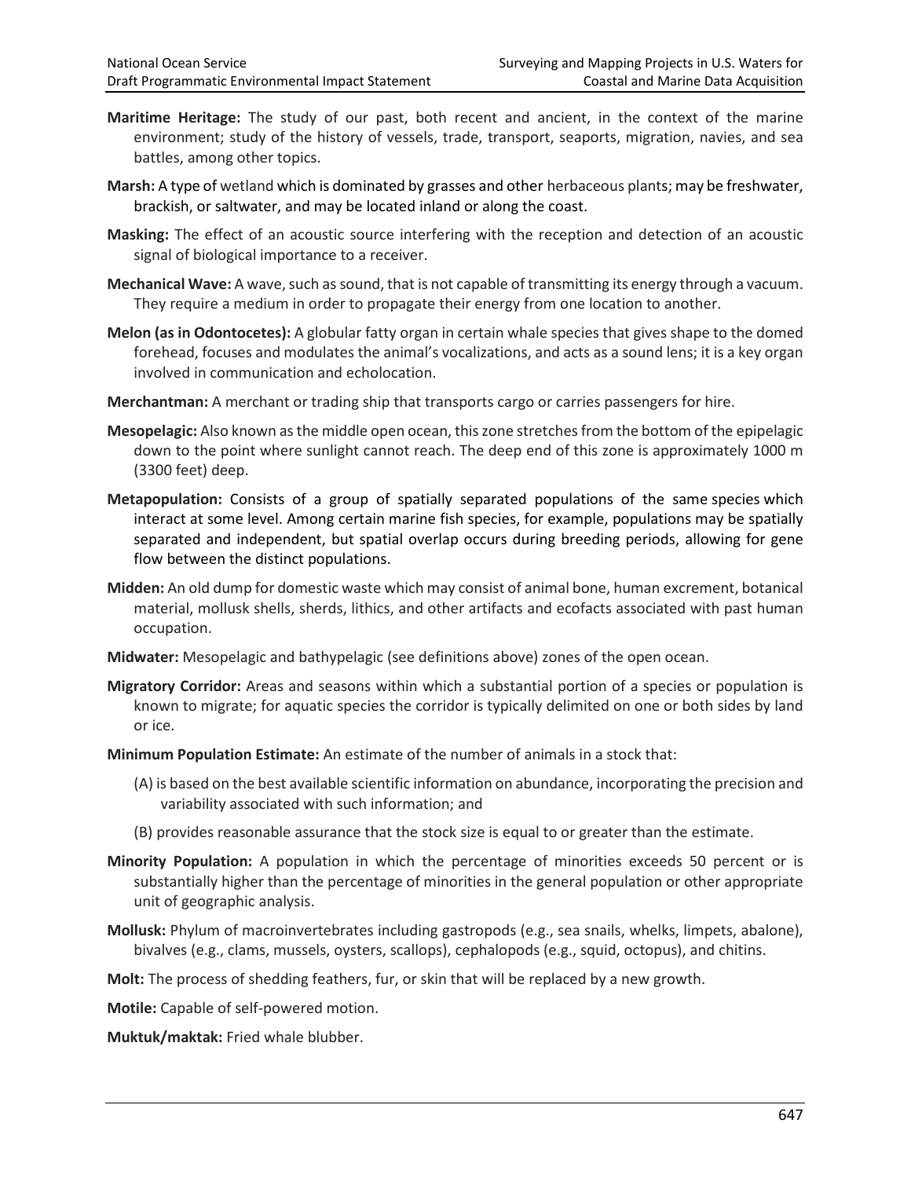**Maritime Heritage:** The study of our past, both recent and ancient, in the context of the marine environment; study of the history of vessels, trade, transport, seaports, migration, navies, and sea battles, among other topics.

**Marsh:** A type of wetland which is dominated by grasses and other herbaceous plants; may be freshwater, brackish, or saltwater, and may be located inland or along the coast.

**Masking:** The effect of an acoustic source interfering with the reception and detection of an acoustic signal of biological importance to a receiver.

**Mechanical Wave:** A wave, such as sound, that is not capable of transmitting its energy through a vacuum. They require a medium in order to propagate their energy from one location to another.

**Melon (as in Odontocetes):** A globular fatty organ in certain whale species that gives shape to the domed forehead, focuses and modulates the animal's vocalizations, and acts as a sound lens; it is a key organ involved in communication and echolocation.

**Merchantman:** A merchant or trading ship that transports cargo or carries passengers for hire.

**Mesopelagic:** Also known as the middle open ocean, this zone stretches from the bottom of the epipelagic down to the point where sunlight cannot reach. The deep end of this zone is approximately 1000 m (3300 feet) deep.

**Metapopulation:** Consists of a group of spatially separated populations of the same species which interact at some level. Among certain marine fish species, for example, populations may be spatially separated and independent, but spatial overlap occurs during breeding periods, allowing for gene flow between the distinct populations.

**Midden:** An old dump for domestic waste which may consist of animal bone, human excrement, botanical material, mollusk shells, sherds, lithics, and other artifacts and ecofacts associated with past human occupation.

**Midwater:** Mesopelagic and bathypelagic (see definitions above) zones of the open ocean.

**Migratory Corridor:** Areas and seasons within which a substantial portion of a species or population is known to migrate; for aquatic species the corridor is typically delimited on one or both sides by land or ice.

**Minimum Population Estimate:** An estimate of the number of animals in a stock that:

(A) is based on the best available scientific information on abundance, incorporating the precision and variability associated with such information; and

(B) provides reasonable assurance that the stock size is equal to or greater than the estimate.

**Minority Population:** A population in which the percentage of minorities exceeds 50 percent or is substantially higher than the percentage of minorities in the general population or other appropriate unit of geographic analysis.

**Mollusk:** Phylum of macroinvertebrates including gastropods (e.g., sea snails, whelks, limpets, abalone), bivalves (e.g., clams, mussels, oysters, scallops), cephalopods (e.g., squid, octopus), and chitins.

**Molt:** The process of shedding feathers, fur, or skin that will be replaced by a new growth.

**Motile:** Capable of self-powered motion.

**Muktuk/maktak:** Fried whale blubber.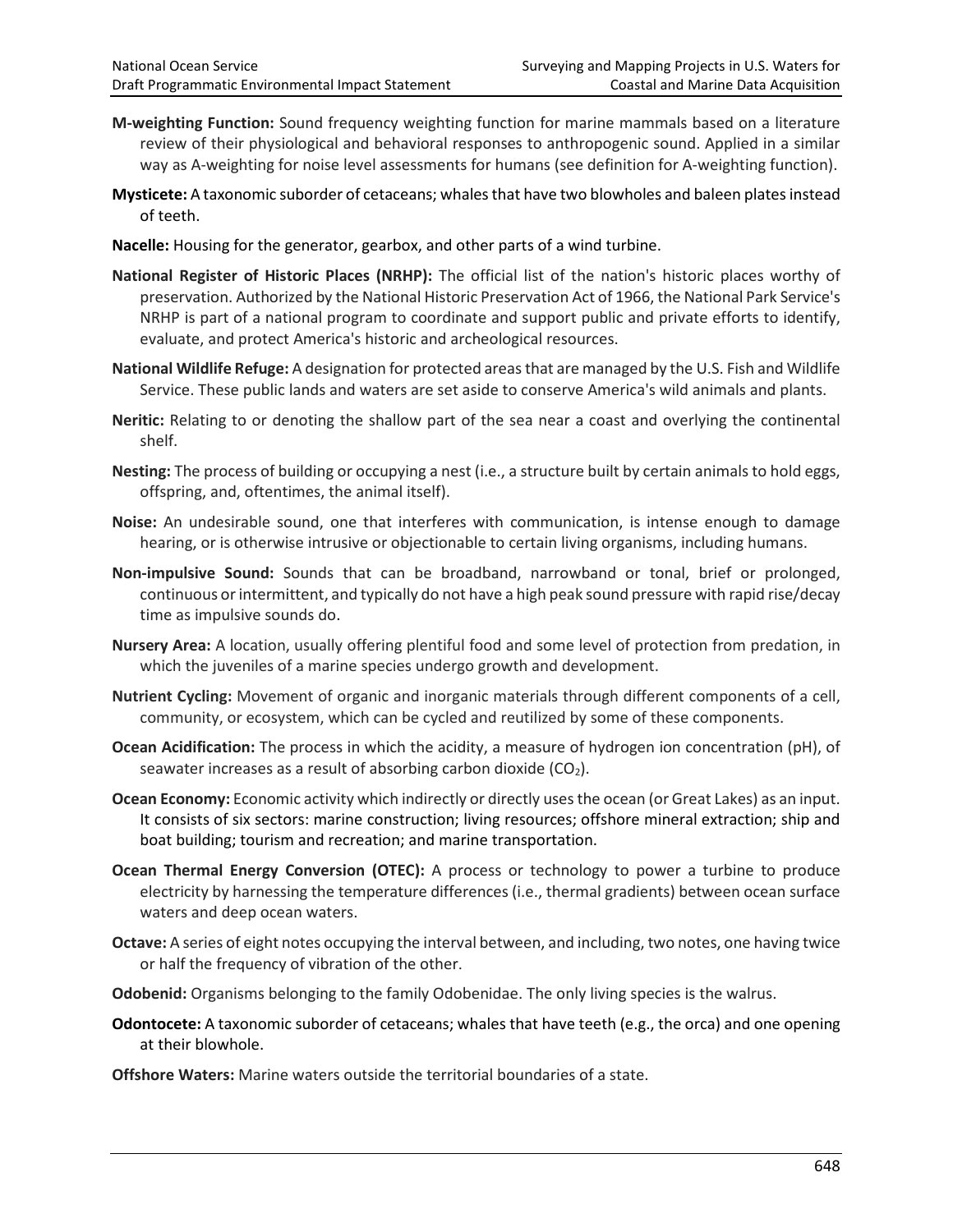**M-weighting Function:** Sound frequency weighting function for marine mammals based on a literature review of their physiological and behavioral responses to anthropogenic sound. Applied in a similar way as A-weighting for noise level assessments for humans (see definition for A-weighting function).

**Mysticete:** A taxonomic suborder of cetaceans; whales that have two blowholes and baleen plates instead of teeth.

**Nacelle:** Housing for the generator, gearbox, and other parts of a wind turbine.

**National Register of Historic Places (NRHP):** The official list of the nation's historic places worthy of preservation. Authorized by the National Historic Preservation Act of 1966, the National Park Service's NRHP is part of a national program to coordinate and support public and private efforts to identify, evaluate, and protect America's historic and archeological resources.

**National Wildlife Refuge:** A designation for protected areas that are managed by the U.S. Fish and Wildlife Service. These public lands and waters are set aside to conserve America's wild animals and plants.

**Neritic:** Relating to or denoting the shallow part of the sea near a coast and overlying the continental shelf.

**Nesting:** The process of building or occupying a nest (i.e., a structure built by certain animals to hold eggs, offspring, and, oftentimes, the animal itself).

**Noise:** An undesirable sound, one that interferes with communication, is intense enough to damage hearing, or is otherwise intrusive or objectionable to certain living organisms, including humans.

**Non-impulsive Sound:** Sounds that can be broadband, narrowband or tonal, brief or prolonged, continuous or intermittent, and typically do not have a high peak sound pressure with rapid rise/decay time as impulsive sounds do.

**Nursery Area:** A location, usually offering plentiful food and some level of protection from predation, in which the juveniles of a marine species undergo growth and development.

**Nutrient Cycling:** Movement of organic and inorganic materials through different components of a cell, community, or ecosystem, which can be cycled and reutilized by some of these components.

**Ocean Acidification:** The process in which the acidity, a measure of hydrogen ion concentration (pH), of seawater increases as a result of absorbing carbon dioxide ($CO_2$).

**Ocean Economy:** Economic activity which indirectly or directly uses the ocean (or Great Lakes) as an input. It consists of six sectors: marine construction; living resources; offshore mineral extraction; ship and boat building; tourism and recreation; and marine transportation.

**Ocean Thermal Energy Conversion (OTEC):** A process or technology to power a turbine to produce electricity by harnessing the temperature differences (i.e., thermal gradients) between ocean surface waters and deep ocean waters.

**Octave:** A series of eight notes occupying the interval between, and including, two notes, one having twice or half the frequency of vibration of the other.

**Odobenid:** Organisms belonging to the family Odobenidae. The only living species is the walrus.

**Odontocete:** A taxonomic suborder of cetaceans; whales that have teeth (e.g., the orca) and one opening at their blowhole.

**Offshore Waters:** Marine waters outside the territorial boundaries of a state.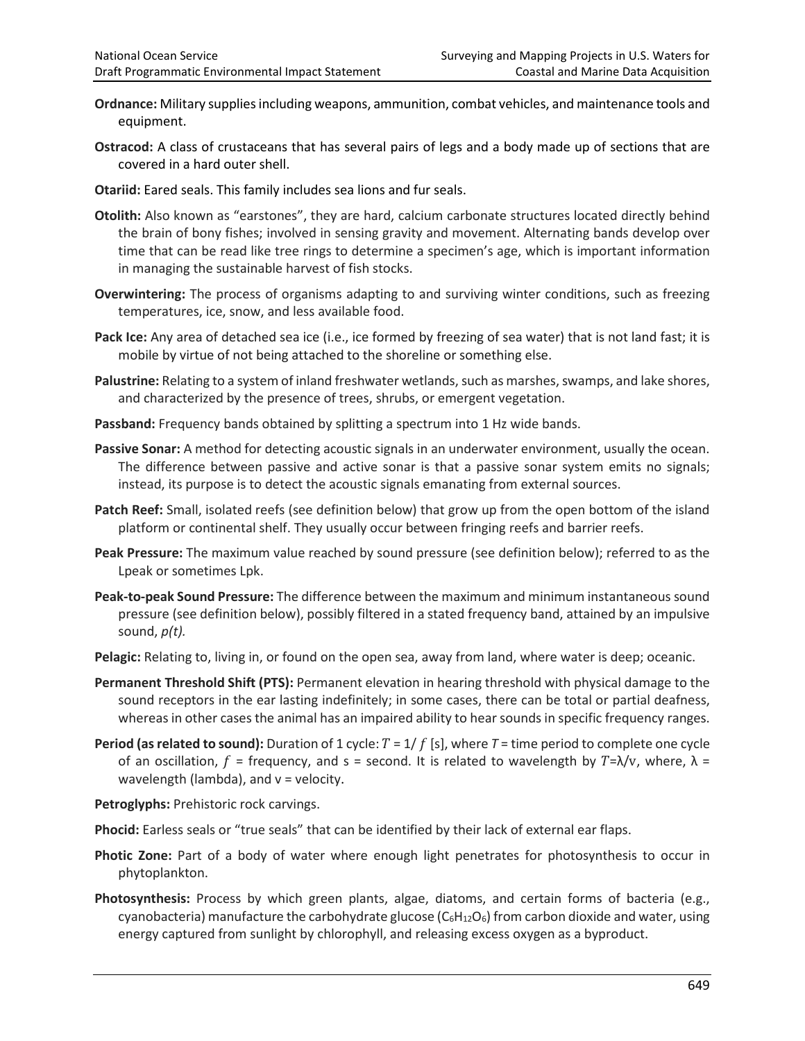**Ordnance:** Military supplies including weapons, ammunition, combat vehicles, and maintenance tools and equipment.

**Ostracod:** A class of crustaceans that has several pairs of legs and a body made up of sections that are covered in a hard outer shell.

**Otariid:** Eared seals. This family includes sea lions and fur seals.

**Otolith:** Also known as "earstones", they are hard, calcium carbonate structures located directly behind the brain of bony fishes; involved in sensing gravity and movement. Alternating bands develop over time that can be read like tree rings to determine a specimen's age, which is important information in managing the sustainable harvest of fish stocks.

**Overwintering:** The process of organisms adapting to and surviving winter conditions, such as freezing temperatures, ice, snow, and less available food.

**Pack Ice:** Any area of detached sea ice (i.e., ice formed by freezing of sea water) that is not land fast; it is mobile by virtue of not being attached to the shoreline or something else.

**Palustrine:** Relating to a system of inland freshwater wetlands, such as marshes, swamps, and lake shores, and characterized by the presence of trees, shrubs, or emergent vegetation.

**Passband:** Frequency bands obtained by splitting a spectrum into 1 Hz wide bands.

**Passive Sonar:** A method for detecting acoustic signals in an underwater environment, usually the ocean. The difference between passive and active sonar is that a passive sonar system emits no signals; instead, its purpose is to detect the acoustic signals emanating from external sources.

**Patch Reef:** Small, isolated reefs (see definition below) that grow up from the open bottom of the island platform or continental shelf. They usually occur between fringing reefs and barrier reefs.

**Peak Pressure:** The maximum value reached by sound pressure (see definition below); referred to as the Lpeak or sometimes Lpk.

**Peak-to-peak Sound Pressure:** The difference between the maximum and minimum instantaneous sound pressure (see definition below), possibly filtered in a stated frequency band, attained by an impulsive sound, *p(t).*

**Pelagic:** Relating to, living in, or found on the open sea, away from land, where water is deep; oceanic.

**Permanent Threshold Shift (PTS):** Permanent elevation in hearing threshold with physical damage to the sound receptors in the ear lasting indefinitely; in some cases, there can be total or partial deafness, whereas in other cases the animal has an impaired ability to hear sounds in specific frequency ranges.

**Period (as related to sound):** Duration of 1 cycle: $T = 1/f$ [s], where $T$ = time period to complete one cycle of an oscillation, $f$ = frequency, and s = second. It is related to wavelength by $T=\lambda/v$, where, $\lambda$ = wavelength (lambda), and v = velocity.

**Petroglyphs:** Prehistoric rock carvings.

**Phocid:** Earless seals or "true seals" that can be identified by their lack of external ear flaps.

**Photic Zone:** Part of a body of water where enough light penetrates for photosynthesis to occur in phytoplankton.

**Photosynthesis:** Process by which green plants, algae, diatoms, and certain forms of bacteria (e.g., cyanobacteria) manufacture the carbohydrate glucose ($C_6H_{12}O_6$) from carbon dioxide and water, using energy captured from sunlight by chlorophyll, and releasing excess oxygen as a byproduct.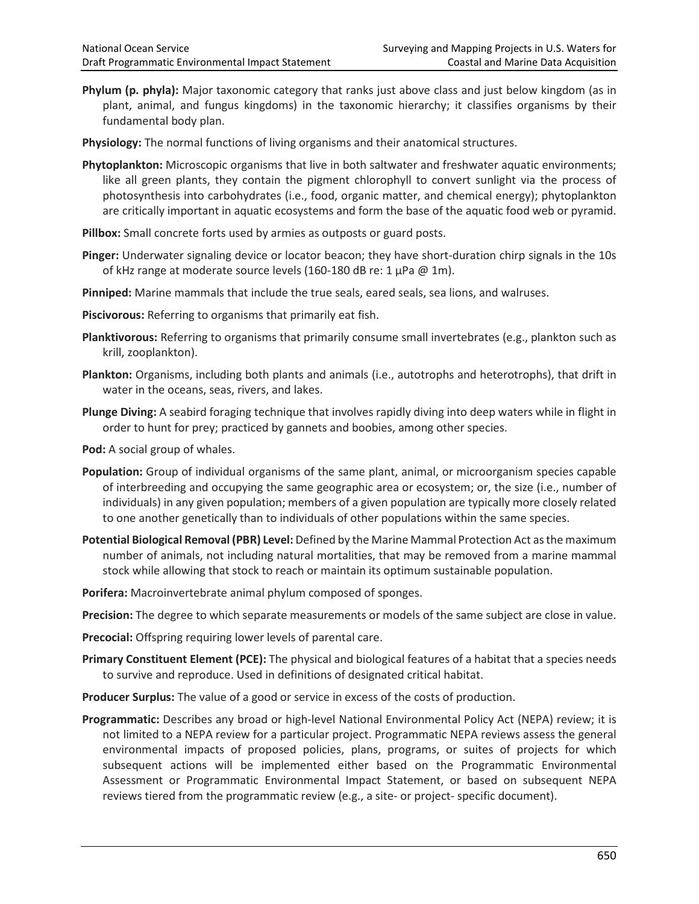**Phylum (p. phyla):** Major taxonomic category that ranks just above class and just below kingdom (as in plant, animal, and fungus kingdoms) in the taxonomic hierarchy; it classifies organisms by their fundamental body plan.

**Physiology:** The normal functions of living organisms and their anatomical structures.

**Phytoplankton:** Microscopic organisms that live in both saltwater and freshwater aquatic environments; like all green plants, they contain the pigment chlorophyll to convert sunlight via the process of photosynthesis into carbohydrates (i.e., food, organic matter, and chemical energy); phytoplankton are critically important in aquatic ecosystems and form the base of the aquatic food web or pyramid.

**Pillbox:** Small concrete forts used by armies as outposts or guard posts.

**Pinger:** Underwater signaling device or locator beacon; they have short-duration chirp signals in the 10s of kHz range at moderate source levels (160-180 dB re: 1 µPa @ 1m).

**Pinniped:** Marine mammals that include the true seals, eared seals, sea lions, and walruses.

**Piscivorous:** Referring to organisms that primarily eat fish.

**Planktivorous:** Referring to organisms that primarily consume small invertebrates (e.g., plankton such as krill, zooplankton).

**Plankton:** Organisms, including both plants and animals (i.e., autotrophs and heterotrophs), that drift in water in the oceans, seas, rivers, and lakes.

**Plunge Diving:** A seabird foraging technique that involves rapidly diving into deep waters while in flight in order to hunt for prey; practiced by gannets and boobies, among other species.

**Pod:** A social group of whales.

**Population:** Group of individual organisms of the same plant, animal, or microorganism species capable of interbreeding and occupying the same geographic area or ecosystem; or, the size (i.e., number of individuals) in any given population; members of a given population are typically more closely related to one another genetically than to individuals of other populations within the same species.

**Potential Biological Removal (PBR) Level:** Defined by the Marine Mammal Protection Act as the maximum number of animals, not including natural mortalities, that may be removed from a marine mammal stock while allowing that stock to reach or maintain its optimum sustainable population.

**Porifera:** Macroinvertebrate animal phylum composed of sponges.

**Precision:** The degree to which separate measurements or models of the same subject are close in value.

**Precocial:** Offspring requiring lower levels of parental care.

**Primary Constituent Element (PCE):** The physical and biological features of a habitat that a species needs to survive and reproduce. Used in definitions of designated critical habitat.

**Producer Surplus:** The value of a good or service in excess of the costs of production.

**Programmatic:** Describes any broad or high-level National Environmental Policy Act (NEPA) review; it is not limited to a NEPA review for a particular project. Programmatic NEPA reviews assess the general environmental impacts of proposed policies, plans, programs, or suites of projects for which subsequent actions will be implemented either based on the Programmatic Environmental Assessment or Programmatic Environmental Impact Statement, or based on subsequent NEPA reviews tiered from the programmatic review (e.g., a site- or project- specific document).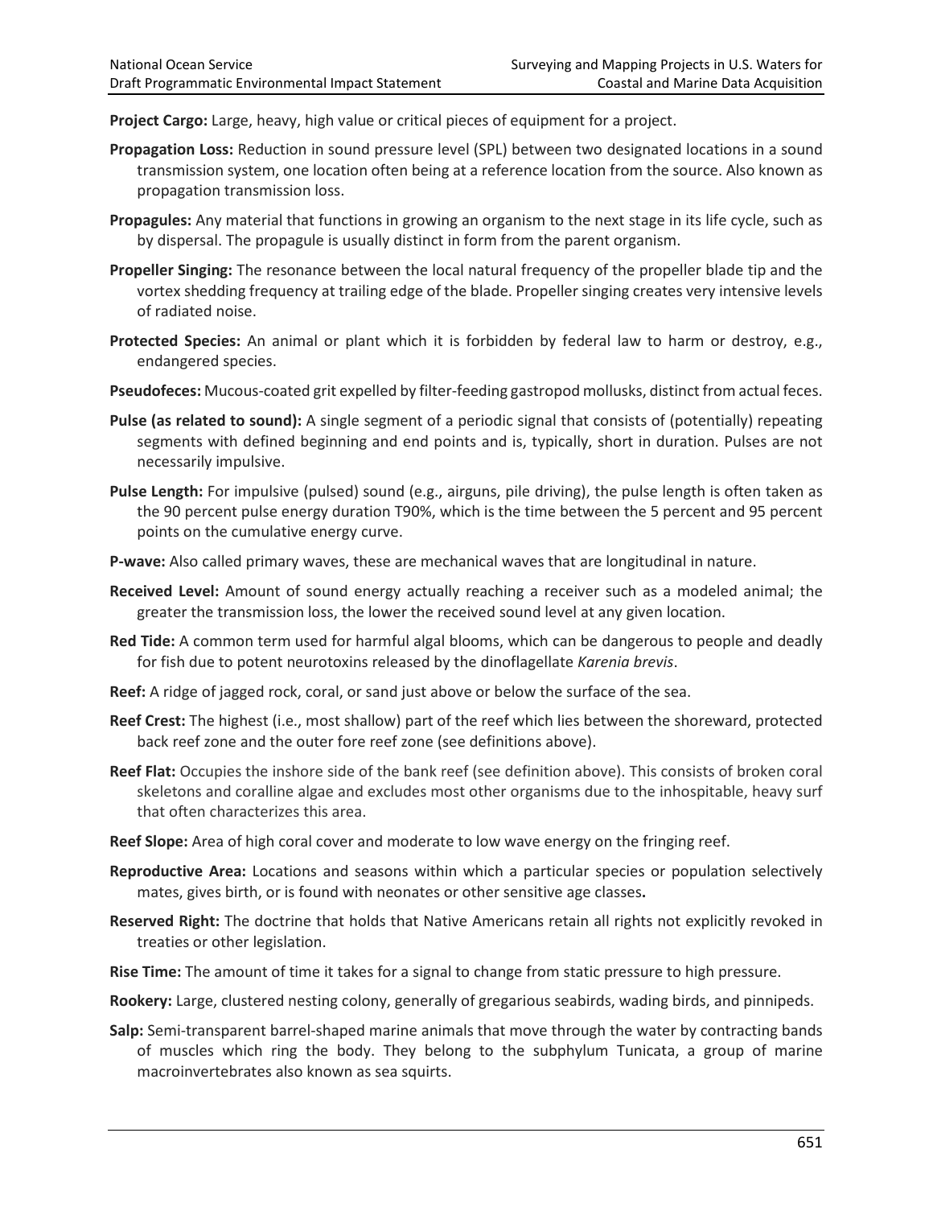**Project Cargo:** Large, heavy, high value or critical pieces of equipment for a project.

**Propagation Loss:** Reduction in sound pressure level (SPL) between two designated locations in a sound transmission system, one location often being at a reference location from the source. Also known as propagation transmission loss.

**Propagules:** Any material that functions in growing an organism to the next stage in its life cycle, such as by dispersal. The propagule is usually distinct in form from the parent organism.

**Propeller Singing:** The resonance between the local natural frequency of the propeller blade tip and the vortex shedding frequency at trailing edge of the blade. Propeller singing creates very intensive levels of radiated noise.

**Protected Species:** An animal or plant which it is forbidden by federal law to harm or destroy, e.g., endangered species.

**Pseudofeces:** Mucous-coated grit expelled by filter-feeding gastropod mollusks, distinct from actual feces.

**Pulse (as related to sound):** A single segment of a periodic signal that consists of (potentially) repeating segments with defined beginning and end points and is, typically, short in duration. Pulses are not necessarily impulsive.

**Pulse Length:** For impulsive (pulsed) sound (e.g., airguns, pile driving), the pulse length is often taken as the 90 percent pulse energy duration T90%, which is the time between the 5 percent and 95 percent points on the cumulative energy curve.

**P-wave:** Also called primary waves, these are mechanical waves that are longitudinal in nature.

**Received Level:** Amount of sound energy actually reaching a receiver such as a modeled animal; the greater the transmission loss, the lower the received sound level at any given location.

**Red Tide:** A common term used for harmful algal blooms, which can be dangerous to people and deadly for fish due to potent neurotoxins released by the dinoflagellate *Karenia brevis*.

**Reef:** A ridge of jagged rock, coral, or sand just above or below the surface of the sea.

**Reef Crest:** The highest (i.e., most shallow) part of the reef which lies between the shoreward, protected back reef zone and the outer fore reef zone (see definitions above).

**Reef Flat:** Occupies the inshore side of the bank reef (see definition above). This consists of broken coral skeletons and coralline algae and excludes most other organisms due to the inhospitable, heavy surf that often characterizes this area.

**Reef Slope:** Area of high coral cover and moderate to low wave energy on the fringing reef.

**Reproductive Area:** Locations and seasons within which a particular species or population selectively mates, gives birth, or is found with neonates or other sensitive age classes**.**

**Reserved Right:** The doctrine that holds that Native Americans retain all rights not explicitly revoked in treaties or other legislation.

**Rise Time:** The amount of time it takes for a signal to change from static pressure to high pressure.

**Rookery:** Large, clustered nesting colony, generally of gregarious seabirds, wading birds, and pinnipeds.

**Salp:** Semi-transparent barrel-shaped marine animals that move through the water by contracting bands of muscles which ring the body. They belong to the subphylum Tunicata, a group of marine macroinvertebrates also known as sea squirts.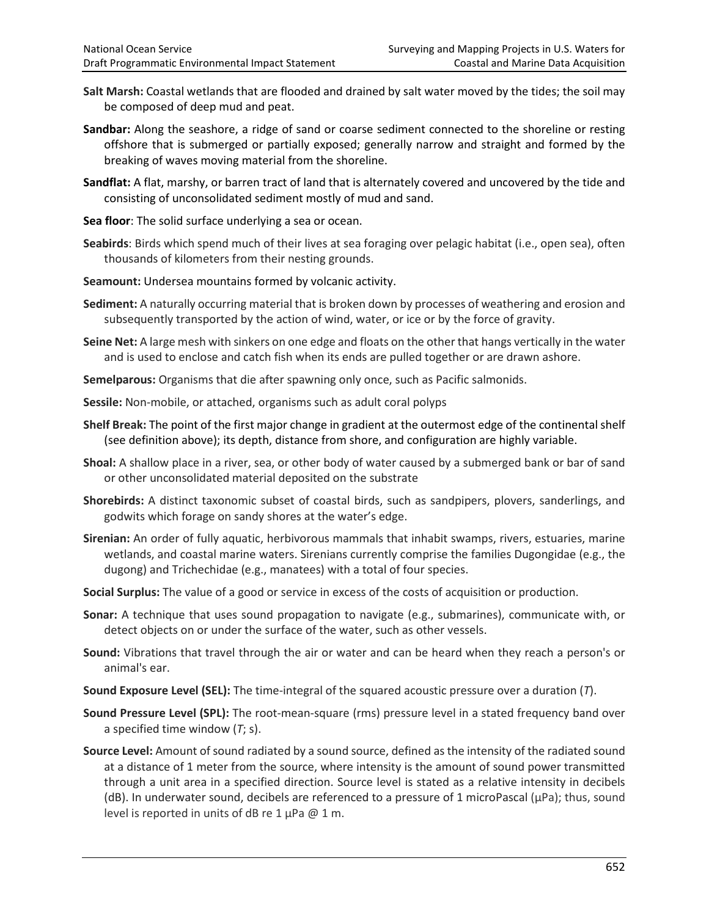**Salt Marsh:** Coastal wetlands that are flooded and drained by salt water moved by the tides; the soil may be composed of deep mud and peat.

**Sandbar:** Along the seashore, a ridge of sand or coarse sediment connected to the shoreline or resting offshore that is submerged or partially exposed; generally narrow and straight and formed by the breaking of waves moving material from the shoreline.

**Sandflat:** A flat, marshy, or barren tract of land that is alternately covered and uncovered by the tide and consisting of unconsolidated sediment mostly of mud and sand.

**Sea floor**: The solid surface underlying a sea or ocean.

**Seabirds**: Birds which spend much of their lives at sea foraging over pelagic habitat (i.e., open sea), often thousands of kilometers from their nesting grounds.

**Seamount:** Undersea mountains formed by volcanic activity.

**Sediment:** A naturally occurring material that is broken down by processes of weathering and erosion and subsequently transported by the action of wind, water, or ice or by the force of gravity.

**Seine Net:** A large mesh with sinkers on one edge and floats on the other that hangs vertically in the water and is used to enclose and catch fish when its ends are pulled together or are drawn ashore.

**Semelparous:** Organisms that die after spawning only once, such as Pacific salmonids.

**Sessile:** Non-mobile, or attached, organisms such as adult coral polyps

**Shelf Break:** The point of the first major change in gradient at the outermost edge of the continental shelf (see definition above); its depth, distance from shore, and configuration are highly variable.

**Shoal:** A shallow place in a river, sea, or other body of water caused by a submerged bank or bar of sand or other unconsolidated material deposited on the substrate

**Shorebirds:** A distinct taxonomic subset of coastal birds, such as sandpipers, plovers, sanderlings, and godwits which forage on sandy shores at the water's edge.

**Sirenian:** An order of fully aquatic, herbivorous mammals that inhabit swamps, rivers, estuaries, marine wetlands, and coastal marine waters. Sirenians currently comprise the families Dugongidae (e.g., the dugong) and Trichechidae (e.g., manatees) with a total of four species.

**Social Surplus:** The value of a good or service in excess of the costs of acquisition or production.

**Sonar:** A technique that uses sound propagation to navigate (e.g., submarines), communicate with, or detect objects on or under the surface of the water, such as other vessels.

**Sound:** Vibrations that travel through the air or water and can be heard when they reach a person's or animal's ear.

**Sound Exposure Level (SEL):** The time-integral of the squared acoustic pressure over a duration ($T$).

**Sound Pressure Level (SPL):** The root-mean-square (rms) pressure level in a stated frequency band over a specified time window ($T$; s).

**Source Level:** Amount of sound radiated by a sound source, defined as the intensity of the radiated sound at a distance of 1 meter from the source, where intensity is the amount of sound power transmitted through a unit area in a specified direction. Source level is stated as a relative intensity in decibels (dB). In underwater sound, decibels are referenced to a pressure of 1 microPascal (μPa); thus, sound level is reported in units of dB re 1 μPa @ 1 m.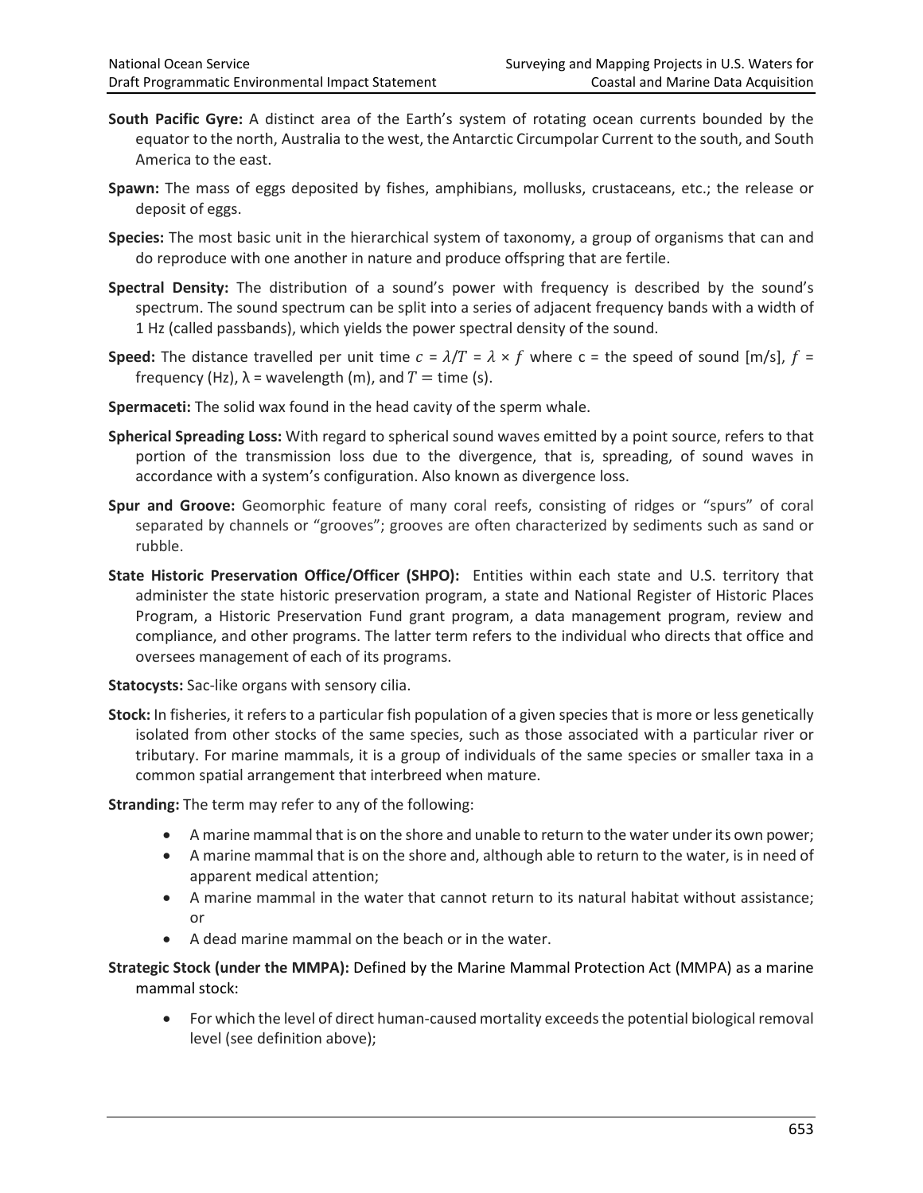**South Pacific Gyre:** A distinct area of the Earth's system of rotating ocean currents bounded by the equator to the north, Australia to the west, the Antarctic Circumpolar Current to the south, and South America to the east.

**Spawn:** The mass of eggs deposited by fishes, amphibians, mollusks, crustaceans, etc.; the release or deposit of eggs.

**Species:** The most basic unit in the hierarchical system of taxonomy, a group of organisms that can and do reproduce with one another in nature and produce offspring that are fertile.

**Spectral Density:** The distribution of a sound's power with frequency is described by the sound's spectrum. The sound spectrum can be split into a series of adjacent frequency bands with a width of 1 Hz (called passbands), which yields the power spectral density of the sound.

**Speed:** The distance travelled per unit time $c = \lambda/T = \lambda \times f$ where c = the speed of sound [m/s], $f$ = frequency (Hz), $\lambda$ = wavelength (m), and $T$ = time (s).

**Spermaceti:** The solid wax found in the head cavity of the sperm whale.

**Spherical Spreading Loss:** With regard to spherical sound waves emitted by a point source, refers to that portion of the transmission loss due to the divergence, that is, spreading, of sound waves in accordance with a system's configuration. Also known as divergence loss.

**Spur and Groove:** Geomorphic feature of many coral reefs, consisting of ridges or "spurs" of coral separated by channels or "grooves"; grooves are often characterized by sediments such as sand or rubble.

**State Historic Preservation Office/Officer (SHPO):** Entities within each state and U.S. territory that administer the state historic preservation program, a state and National Register of Historic Places Program, a Historic Preservation Fund grant program, a data management program, review and compliance, and other programs. The latter term refers to the individual who directs that office and oversees management of each of its programs.

**Statocysts:** Sac-like organs with sensory cilia.

**Stock:** In fisheries, it refers to a particular fish population of a given species that is more or less genetically isolated from other stocks of the same species, such as those associated with a particular river or tributary. For marine mammals, it is a group of individuals of the same species or smaller taxa in a common spatial arrangement that interbreed when mature.

**Stranding:** The term may refer to any of the following:

- A marine mammal that is on the shore and unable to return to the water under its own power;
- A marine mammal that is on the shore and, although able to return to the water, is in need of apparent medical attention;
- A marine mammal in the water that cannot return to its natural habitat without assistance; or
- A dead marine mammal on the beach or in the water.

**Strategic Stock (under the MMPA):** Defined by the Marine Mammal Protection Act (MMPA) as a marine mammal stock:

- For which the level of direct human-caused mortality exceeds the potential biological removal level (see definition above);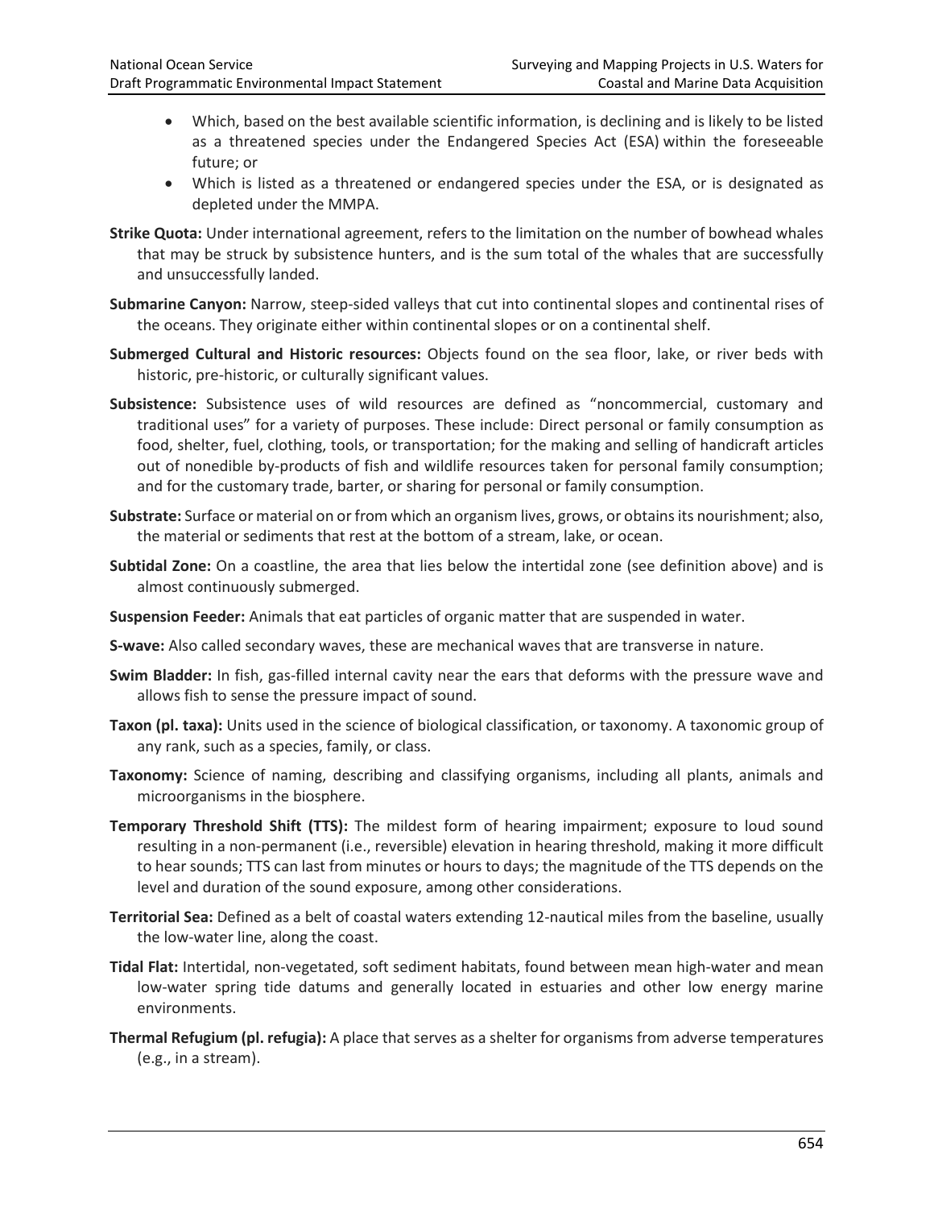- Which, based on the best available scientific information, is declining and is likely to be listed as a threatened species under the Endangered Species Act (ESA) within the foreseeable future; or
- Which is listed as a threatened or endangered species under the ESA, or is designated as depleted under the MMPA.

**Strike Quota:** Under international agreement, refers to the limitation on the number of bowhead whales that may be struck by subsistence hunters, and is the sum total of the whales that are successfully and unsuccessfully landed.

**Submarine Canyon:** Narrow, steep-sided valleys that cut into continental slopes and continental rises of the oceans. They originate either within continental slopes or on a continental shelf.

**Submerged Cultural and Historic resources:** Objects found on the sea floor, lake, or river beds with historic, pre-historic, or culturally significant values.

**Subsistence:** Subsistence uses of wild resources are defined as "noncommercial, customary and traditional uses" for a variety of purposes. These include: Direct personal or family consumption as food, shelter, fuel, clothing, tools, or transportation; for the making and selling of handicraft articles out of nonedible by-products of fish and wildlife resources taken for personal family consumption; and for the customary trade, barter, or sharing for personal or family consumption.

**Substrate:** Surface or material on or from which an organism lives, grows, or obtains its nourishment; also, the material or sediments that rest at the bottom of a stream, lake, or ocean.

**Subtidal Zone:** On a coastline, the area that lies below the intertidal zone (see definition above) and is almost continuously submerged.

**Suspension Feeder:** Animals that eat particles of organic matter that are suspended in water.

**S-wave:** Also called secondary waves, these are mechanical waves that are transverse in nature.

**Swim Bladder:** In fish, gas-filled internal cavity near the ears that deforms with the pressure wave and allows fish to sense the pressure impact of sound.

**Taxon (pl. taxa):** Units used in the science of biological classification, or taxonomy. A taxonomic group of any rank, such as a species, family, or class.

**Taxonomy:** Science of naming, describing and classifying organisms, including all plants, animals and microorganisms in the biosphere.

**Temporary Threshold Shift (TTS):** The mildest form of hearing impairment; exposure to loud sound resulting in a non-permanent (i.e., reversible) elevation in hearing threshold, making it more difficult to hear sounds; TTS can last from minutes or hours to days; the magnitude of the TTS depends on the level and duration of the sound exposure, among other considerations.

**Territorial Sea:** Defined as a belt of coastal waters extending 12-nautical miles from the baseline, usually the low-water line, along the coast.

**Tidal Flat:** Intertidal, non-vegetated, soft sediment habitats, found between mean high-water and mean low-water spring tide datums and generally located in estuaries and other low energy marine environments.

**Thermal Refugium (pl. refugia):** A place that serves as a shelter for organisms from adverse temperatures (e.g., in a stream).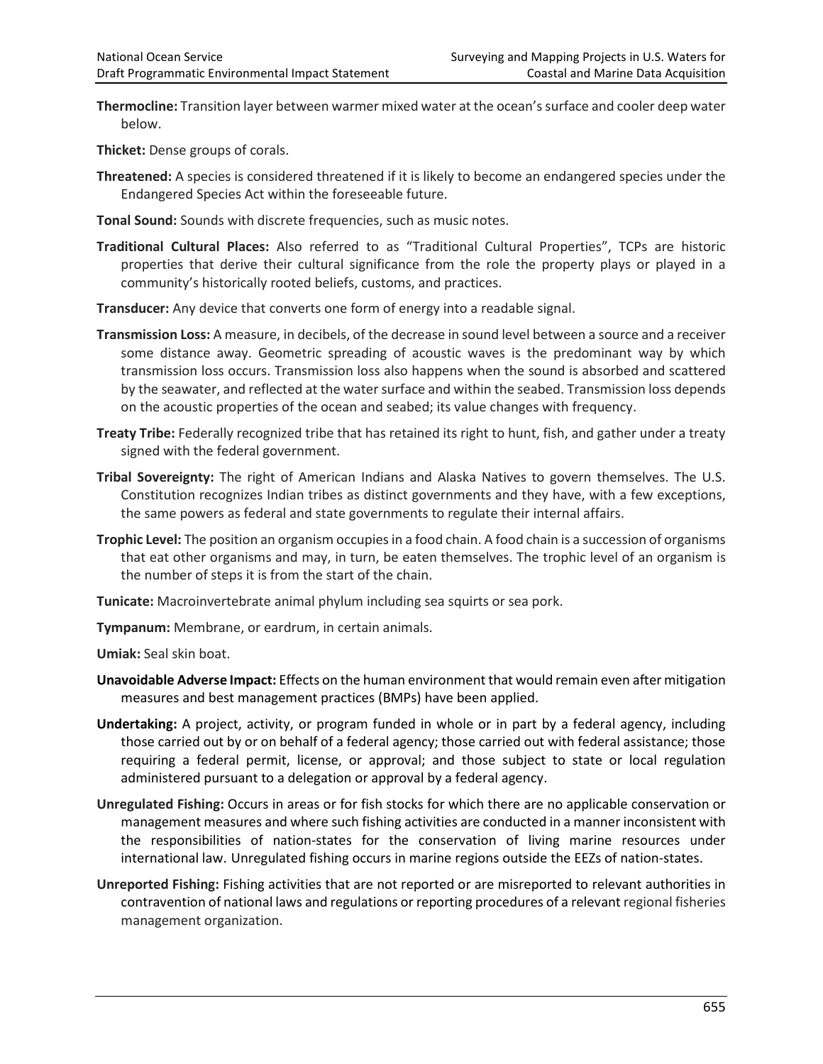**Thermocline:** Transition layer between warmer mixed water at the ocean's surface and cooler deep water below.

**Thicket:** Dense groups of corals.

**Threatened:** A species is considered threatened if it is likely to become an endangered species under the Endangered Species Act within the foreseeable future.

**Tonal Sound:** Sounds with discrete frequencies, such as music notes.

**Traditional Cultural Places:** Also referred to as "Traditional Cultural Properties", TCPs are historic properties that derive their cultural significance from the role the property plays or played in a community's historically rooted beliefs, customs, and practices.

**Transducer:** Any device that converts one form of energy into a readable signal.

**Transmission Loss:** A measure, in decibels, of the decrease in sound level between a source and a receiver some distance away. Geometric spreading of acoustic waves is the predominant way by which transmission loss occurs. Transmission loss also happens when the sound is absorbed and scattered by the seawater, and reflected at the water surface and within the seabed. Transmission loss depends on the acoustic properties of the ocean and seabed; its value changes with frequency.

**Treaty Tribe:** Federally recognized tribe that has retained its right to hunt, fish, and gather under a treaty signed with the federal government.

**Tribal Sovereignty:** The right of American Indians and Alaska Natives to govern themselves. The U.S. Constitution recognizes Indian tribes as distinct governments and they have, with a few exceptions, the same powers as federal and state governments to regulate their internal affairs.

**Trophic Level:** The position an organism occupies in a food chain. A food chain is a succession of organisms that eat other organisms and may, in turn, be eaten themselves. The trophic level of an organism is the number of steps it is from the start of the chain.

**Tunicate:** Macroinvertebrate animal phylum including sea squirts or sea pork.

**Tympanum:** Membrane, or eardrum, in certain animals.

**Umiak:** Seal skin boat.

**Unavoidable Adverse Impact:** Effects on the human environment that would remain even after mitigation measures and best management practices (BMPs) have been applied.

**Undertaking:** A project, activity, or program funded in whole or in part by a federal agency, including those carried out by or on behalf of a federal agency; those carried out with federal assistance; those requiring a federal permit, license, or approval; and those subject to state or local regulation administered pursuant to a delegation or approval by a federal agency.

**Unregulated Fishing:** Occurs in areas or for fish stocks for which there are no applicable conservation or management measures and where such fishing activities are conducted in a manner inconsistent with the responsibilities of nation-states for the conservation of living marine resources under international law. Unregulated fishing occurs in marine regions outside the EEZs of nation-states.

**Unreported Fishing:** Fishing activities that are not reported or are misreported to relevant authorities in contravention of national laws and regulations or reporting procedures of a relevant regional fisheries management organization.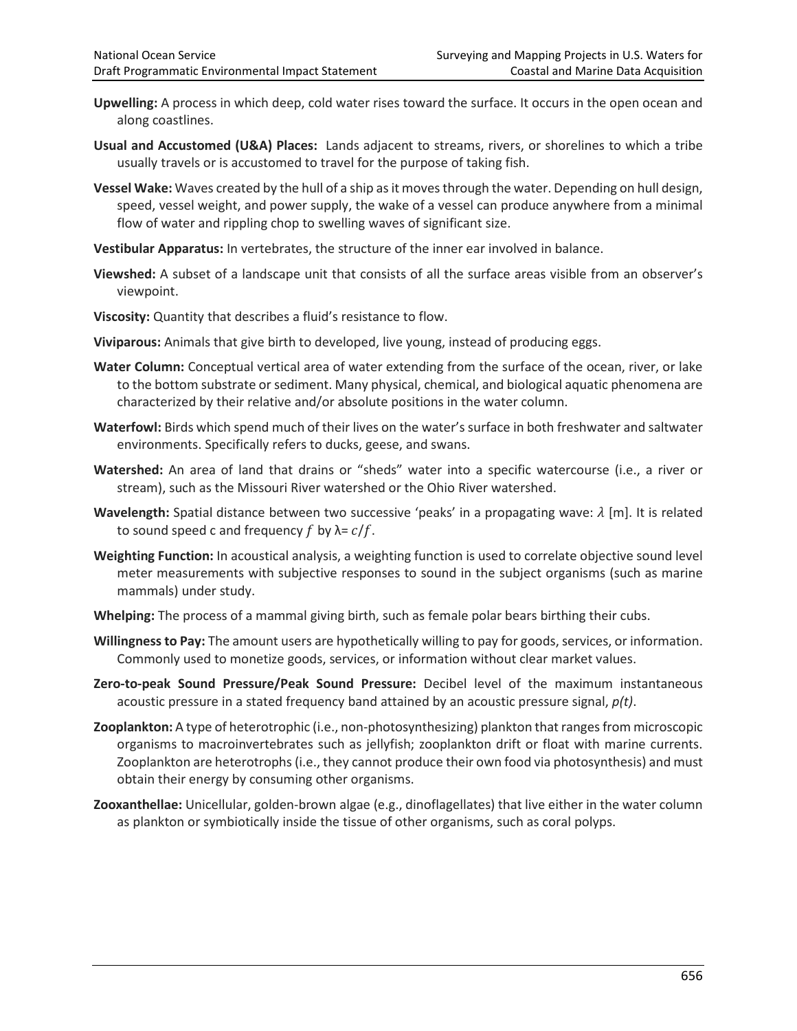**Upwelling:** A process in which deep, cold water rises toward the surface. It occurs in the open ocean and along coastlines.

**Usual and Accustomed (U&A) Places:** Lands adjacent to streams, rivers, or shorelines to which a tribe usually travels or is accustomed to travel for the purpose of taking fish.

**Vessel Wake:** Waves created by the hull of a ship as it moves through the water. Depending on hull design, speed, vessel weight, and power supply, the wake of a vessel can produce anywhere from a minimal flow of water and rippling chop to swelling waves of significant size.

**Vestibular Apparatus:** In vertebrates, the structure of the inner ear involved in balance.

**Viewshed:** A subset of a landscape unit that consists of all the surface areas visible from an observer's viewpoint.

**Viscosity:** Quantity that describes a fluid's resistance to flow.

**Viviparous:** Animals that give birth to developed, live young, instead of producing eggs.

**Water Column:** Conceptual vertical area of water extending from the surface of the ocean, river, or lake to the bottom substrate or sediment. Many physical, chemical, and biological aquatic phenomena are characterized by their relative and/or absolute positions in the water column.

**Waterfowl:** Birds which spend much of their lives on the water's surface in both freshwater and saltwater environments. Specifically refers to ducks, geese, and swans.

**Watershed:** An area of land that drains or "sheds" water into a specific watercourse (i.e., a river or stream), such as the Missouri River watershed or the Ohio River watershed.

**Wavelength:** Spatial distance between two successive 'peaks' in a propagating wave: $\lambda$ [m]. It is related to sound speed c and frequency $f$ by $\lambda = c/f$.

**Weighting Function:** In acoustical analysis, a weighting function is used to correlate objective sound level meter measurements with subjective responses to sound in the subject organisms (such as marine mammals) under study.

**Whelping:** The process of a mammal giving birth, such as female polar bears birthing their cubs.

**Willingness to Pay:** The amount users are hypothetically willing to pay for goods, services, or information. Commonly used to monetize goods, services, or information without clear market values.

**Zero-to-peak Sound Pressure/Peak Sound Pressure:** Decibel level of the maximum instantaneous acoustic pressure in a stated frequency band attained by an acoustic pressure signal, *p(t)*.

**Zooplankton:** A type of heterotrophic (i.e., non-photosynthesizing) plankton that ranges from microscopic organisms to macroinvertebrates such as jellyfish; zooplankton drift or float with marine currents. Zooplankton are heterotrophs (i.e., they cannot produce their own food via photosynthesis) and must obtain their energy by consuming other organisms.

**Zooxanthellae:** Unicellular, golden-brown algae (e.g., dinoflagellates) that live either in the water column as plankton or symbiotically inside the tissue of other organisms, such as coral polyps.